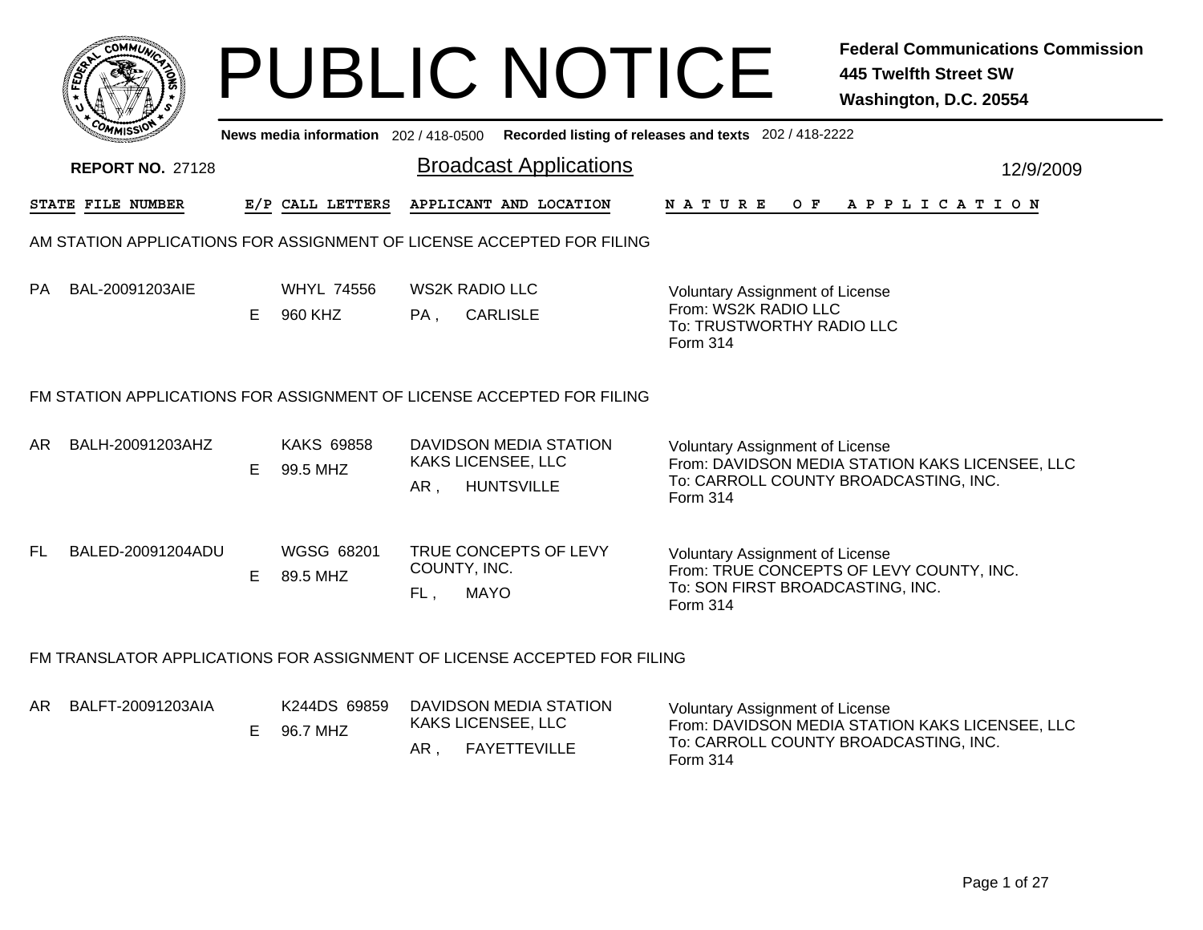# PUBLIC NOTICE

**Federal Communications Commission**
**445 Twelfth Street SW**
**Washington, D.C. 20554**

News media information 202 / 418-0500 Recorded listing of releases and texts 202 / 418-2222

**REPORT NO.** 27128

## Broadcast Applications

12/9/2009

### AM STATION APPLICATIONS FOR ASSIGNMENT OF LICENSE ACCEPTED FOR FILING

| STATE | FILE NUMBER | E/P | CALL LETTERS | APPLICANT AND LOCATION | NATURE OF APPLICATION |
|---|---|---|---|---|---|
| PA | BAL-20091203AIE | E | WHYL 74556<br>960 KHZ | WS2K RADIO LLC<br>PA , CARLISLE | Voluntary Assignment of License<br>From: WS2K RADIO LLC<br>To: TRUSTWORTHY RADIO LLC<br>Form 314 |

### FM STATION APPLICATIONS FOR ASSIGNMENT OF LICENSE ACCEPTED FOR FILING

| STATE | FILE NUMBER | E/P | CALL LETTERS | APPLICANT AND LOCATION | NATURE OF APPLICATION |
|---|---|---|---|---|---|
| AR | BALH-20091203AHZ | E | KAKS 69858<br>99.5 MHZ | DAVIDSON MEDIA STATION KAKS LICENSEE, LLC<br>AR , HUNTSVILLE | Voluntary Assignment of License<br>From: DAVIDSON MEDIA STATION KAKS LICENSEE, LLC<br>To: CARROLL COUNTY BROADCASTING, INC.<br>Form 314 |
| FL | BALED-20091204ADU | E | WGSG 68201<br>89.5 MHZ | TRUE CONCEPTS OF LEVY COUNTY, INC.<br>FL , MAYO | Voluntary Assignment of License<br>From: TRUE CONCEPTS OF LEVY COUNTY, INC.<br>To: SON FIRST BROADCASTING, INC.<br>Form 314 |

### FM TRANSLATOR APPLICATIONS FOR ASSIGNMENT OF LICENSE ACCEPTED FOR FILING

| STATE | FILE NUMBER | E/P | CALL LETTERS | APPLICANT AND LOCATION | NATURE OF APPLICATION |
|---|---|---|---|---|---|
| AR | BALFT-20091203AIA | E | K244DS 69859<br>96.7 MHZ | DAVIDSON MEDIA STATION KAKS LICENSEE, LLC<br>AR , FAYETTEVILLE | Voluntary Assignment of License<br>From: DAVIDSON MEDIA STATION KAKS LICENSEE, LLC<br>To: CARROLL COUNTY BROADCASTING, INC.<br>Form 314 |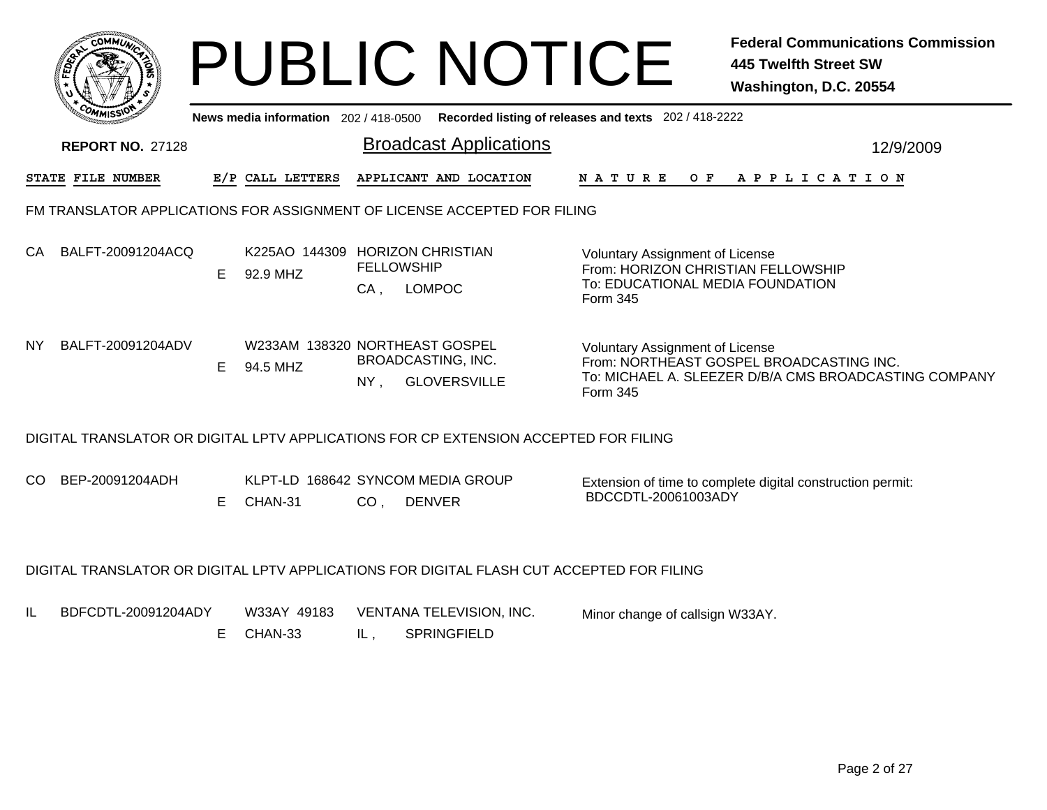# PUBLIC NOTICE

**Federal Communications Commission**
**445 Twelfth Street SW**
**Washington, D.C. 20554**

News media information 202 / 418-0500 Recorded listing of releases and texts 202 / 418-2222

**REPORT NO.** 27128

## Broadcast Applications

12/9/2009

| STATE | FILE NUMBER | E/P | CALL LETTERS | APPLICANT AND LOCATION | NATURE OF APPLICATION |
|---|---|---|---|---|---|

### FM TRANSLATOR APPLICATIONS FOR ASSIGNMENT OF LICENSE ACCEPTED FOR FILING

| STATE | FILE NUMBER | E/P | CALL LETTERS | APPLICANT AND LOCATION | NATURE OF APPLICATION |
|---|---|---|---|---|---|
| CA | BALFT-20091204ACQ | E | K225AO 144309<br>92.9 MHZ | HORIZON CHRISTIAN FELLOWSHIP<br>CA , LOMPOC | Voluntary Assignment of License<br>From: HORIZON CHRISTIAN FELLOWSHIP<br>To: EDUCATIONAL MEDIA FOUNDATION<br>Form 345 |
| NY | BALFT-20091204ADV | E | W233AM 138320<br>94.5 MHZ | NORTHEAST GOSPEL BROADCASTING, INC.<br>NY , GLOVERSVILLE | Voluntary Assignment of License<br>From: NORTHEAST GOSPEL BROADCASTING INC.<br>To: MICHAEL A. SLEEZER D/B/A CMS BROADCASTING COMPANY<br>Form 345 |

### DIGITAL TRANSLATOR OR DIGITAL LPTV APPLICATIONS FOR CP EXTENSION ACCEPTED FOR FILING

| STATE | FILE NUMBER | E/P | CALL LETTERS | APPLICANT AND LOCATION | NATURE OF APPLICATION |
|---|---|---|---|---|---|
| CO | BEP-20091204ADH | E | KLPT-LD 168642<br>CHAN-31 | SYNCOM MEDIA GROUP<br>CO , DENVER | Extension of time to complete digital construction permit:<br>BDCCDTL-20061003ADY |

### DIGITAL TRANSLATOR OR DIGITAL LPTV APPLICATIONS FOR DIGITAL FLASH CUT ACCEPTED FOR FILING

| STATE | FILE NUMBER | E/P | CALL LETTERS | APPLICANT AND LOCATION | NATURE OF APPLICATION |
|---|---|---|---|---|---|
| IL | BDFCDTL-20091204ADY | E | W33AY 49183<br>CHAN-33 | VENTANA TELEVISION, INC.<br>IL , SPRINGFIELD | Minor change of callsign W33AY. |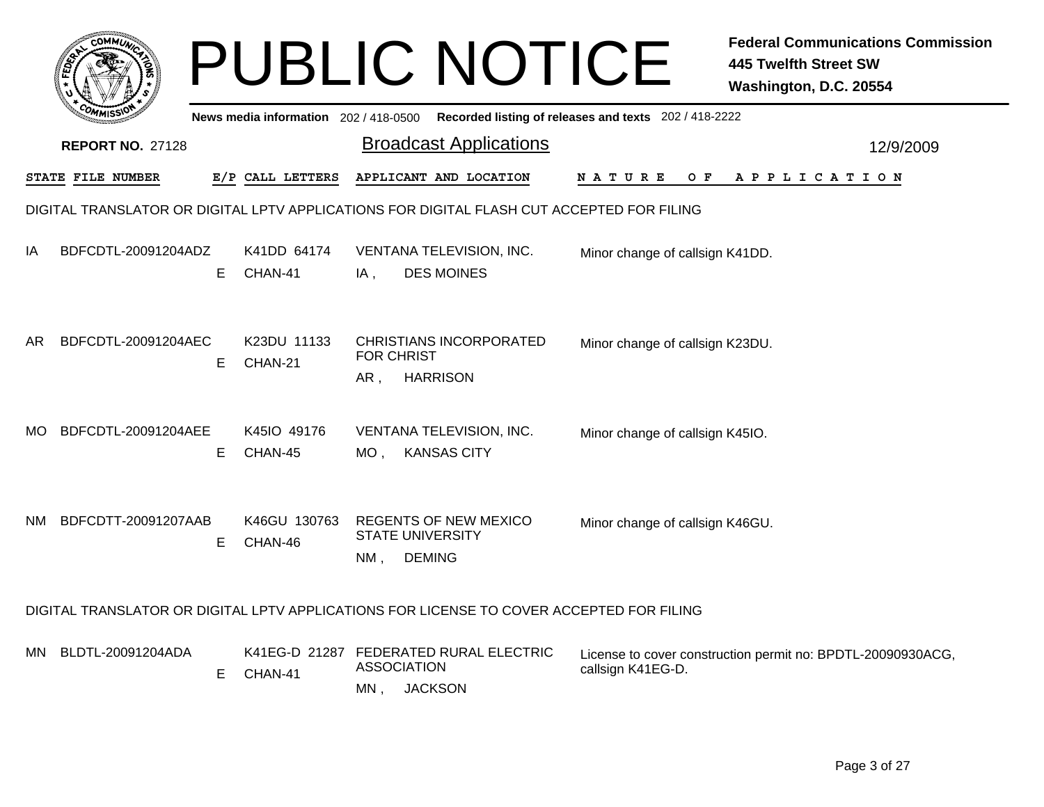# PUBLIC NOTICE

**Federal Communications Commission**
**445 Twelfth Street SW**
**Washington, D.C. 20554**

News media information 202 / 418-0500 Recorded listing of releases and texts 202 / 418-2222

**REPORT NO.** 27128

## Broadcast Applications

12/9/2009

| STATE | FILE NUMBER | E/P | CALL LETTERS | APPLICANT AND LOCATION | NATURE OF APPLICATION |
|---|---|---|---|---|---|

### DIGITAL TRANSLATOR OR DIGITAL LPTV APPLICATIONS FOR DIGITAL FLASH CUT ACCEPTED FOR FILING

| STATE | FILE NUMBER | E/P | CALL LETTERS | APPLICANT AND LOCATION | NATURE OF APPLICATION |
|---|---|---|---|---|---|
| IA | BDFCDTL-20091204ADZ | E | K41DD 64174<br>CHAN-41 | VENTANA TELEVISION, INC.<br>IA , DES MOINES | Minor change of callsign K41DD. |
| AR | BDFCDTL-20091204AEC | E | K23DU 11133<br>CHAN-21 | CHRISTIANS INCORPORATED FOR CHRIST<br>AR , HARRISON | Minor change of callsign K23DU. |
| MO | BDFCDTL-20091204AEE | E | K45IO 49176<br>CHAN-45 | VENTANA TELEVISION, INC.<br>MO , KANSAS CITY | Minor change of callsign K45IO. |
| NM | BDFCDTT-20091207AAB | E | K46GU 130763<br>CHAN-46 | REGENTS OF NEW MEXICO STATE UNIVERSITY<br>NM , DEMING | Minor change of callsign K46GU. |

### DIGITAL TRANSLATOR OR DIGITAL LPTV APPLICATIONS FOR LICENSE TO COVER ACCEPTED FOR FILING

| STATE | FILE NUMBER | E/P | CALL LETTERS | APPLICANT AND LOCATION | NATURE OF APPLICATION |
|---|---|---|---|---|---|
| MN | BLDTL-20091204ADA | E | K41EG-D 21287<br>CHAN-41 | FEDERATED RURAL ELECTRIC ASSOCIATION<br>MN , JACKSON | License to cover construction permit no: BPDTL-20090930ACG, callsign K41EG-D. |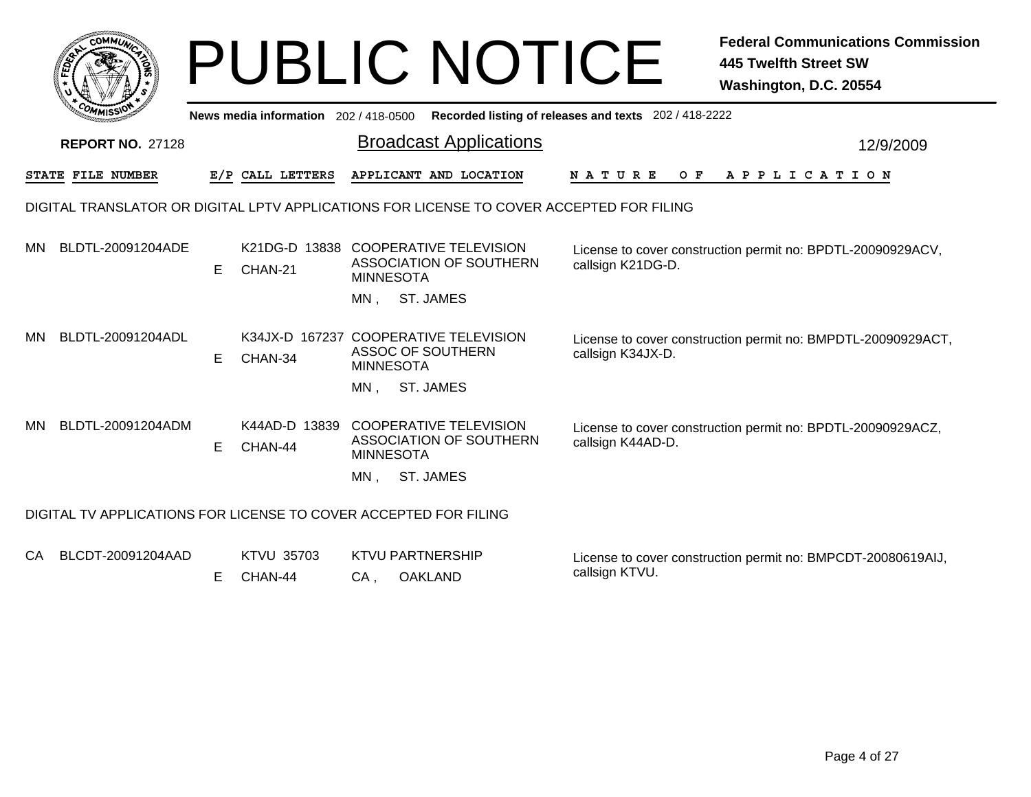# PUBLIC NOTICE

**Federal Communications Commission**
**445 Twelfth Street SW**
**Washington, D.C. 20554**

News media information 202 / 418-0500 Recorded listing of releases and texts 202 / 418-2222

**REPORT NO.** 27128

## Broadcast Applications

12/9/2009

### DIGITAL TRANSLATOR OR DIGITAL LPTV APPLICATIONS FOR LICENSE TO COVER ACCEPTED FOR FILING

| STATE | FILE NUMBER | E/P | CALL LETTERS | APPLICANT AND LOCATION | NATURE OF APPLICATION |
|---|---|---|---|---|---|
| MN | BLDTL-20091204ADE | E | K21DG-D 13838 CHAN-21 | COOPERATIVE TELEVISION ASSOCIATION OF SOUTHERN MINNESOTA MN , ST. JAMES | License to cover construction permit no: BPDTL-20090929ACV, callsign K21DG-D. |
| MN | BLDTL-20091204ADL | E | K34JX-D 167237 CHAN-34 | COOPERATIVE TELEVISION ASSOC OF SOUTHERN MINNESOTA MN , ST. JAMES | License to cover construction permit no: BMPDTL-20090929ACT, callsign K34JX-D. |
| MN | BLDTL-20091204ADM | E | K44AD-D 13839 CHAN-44 | COOPERATIVE TELEVISION ASSOCIATION OF SOUTHERN MINNESOTA MN , ST. JAMES | License to cover construction permit no: BPDTL-20090929ACZ, callsign K44AD-D. |

### DIGITAL TV APPLICATIONS FOR LICENSE TO COVER ACCEPTED FOR FILING

| STATE | FILE NUMBER | E/P | CALL LETTERS | APPLICANT AND LOCATION | NATURE OF APPLICATION |
|---|---|---|---|---|---|
| CA | BLCDT-20091204AAD | E | KTVU 35703 CHAN-44 | KTVU PARTNERSHIP CA , OAKLAND | License to cover construction permit no: BMPCDT-20080619AIJ, callsign KTVU. |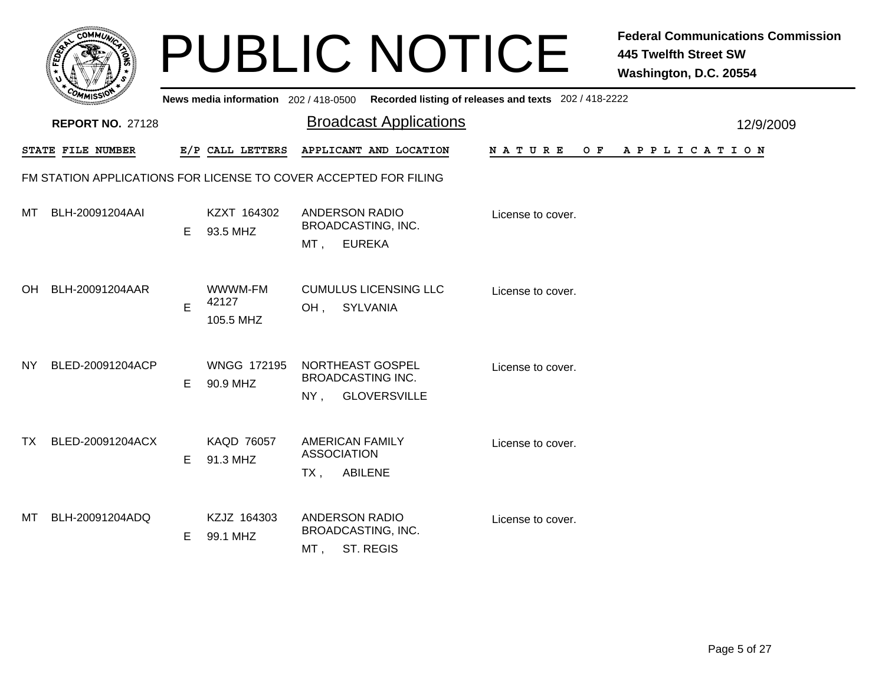# PUBLIC NOTICE

**Federal Communications Commission**
**445 Twelfth Street SW**
**Washington, D.C. 20554**

News media information 202 / 418-0500 Recorded listing of releases and texts 202 / 418-2222

**REPORT NO.** 27128

## Broadcast Applications

12/9/2009

| STATE | FILE NUMBER | E/P | CALL LETTERS | APPLICANT AND LOCATION | NATURE OF APPLICATION |
|---|---|---|---|---|---|

### FM STATION APPLICATIONS FOR LICENSE TO COVER ACCEPTED FOR FILING

| STATE | FILE NUMBER | E/P | CALL LETTERS | APPLICANT AND LOCATION | NATURE OF APPLICATION |
|---|---|---|---|---|---|
| MT | BLH-20091204AAI | E | KZXT 164302<br>93.5 MHZ | ANDERSON RADIO BROADCASTING, INC.<br>MT , EUREKA | License to cover. |
| OH | BLH-20091204AAR | E | WWWM-FM 42127<br>105.5 MHZ | CUMULUS LICENSING LLC<br>OH , SYLVANIA | License to cover. |
| NY | BLED-20091204ACP | E | WNGG 172195<br>90.9 MHZ | NORTHEAST GOSPEL BROADCASTING INC.<br>NY , GLOVERSVILLE | License to cover. |
| TX | BLED-20091204ACX | E | KAQD 76057<br>91.3 MHZ | AMERICAN FAMILY ASSOCIATION<br>TX , ABILENE | License to cover. |
| MT | BLH-20091204ADQ | E | KZJZ 164303<br>99.1 MHZ | ANDERSON RADIO BROADCASTING, INC.<br>MT , ST. REGIS | License to cover. |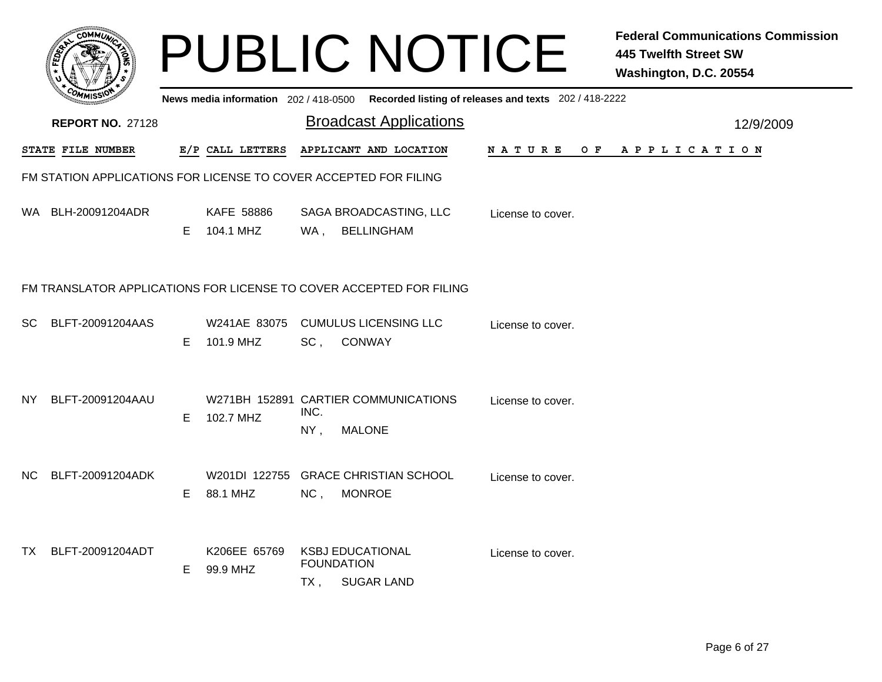# PUBLIC NOTICE

**Federal Communications Commission**
**445 Twelfth Street SW**
**Washington, D.C. 20554**

News media information 202 / 418-0500 Recorded listing of releases and texts 202 / 418-2222

**REPORT NO.** 27128

## Broadcast Applications

12/9/2009

| STATE | FILE NUMBER | E/P | CALL LETTERS | APPLICANT AND LOCATION | NATURE OF APPLICATION |
|---|---|---|---|---|---|

### FM STATION APPLICATIONS FOR LICENSE TO COVER ACCEPTED FOR FILING

| STATE | FILE NUMBER | E/P | CALL LETTERS | APPLICANT AND LOCATION | NATURE OF APPLICATION |
|---|---|---|---|---|---|
| WA | BLH-20091204ADR | E | KAFE 58886<br>104.1 MHZ | SAGA BROADCASTING, LLC<br>WA , BELLINGHAM | License to cover. |

### FM TRANSLATOR APPLICATIONS FOR LICENSE TO COVER ACCEPTED FOR FILING

| STATE | FILE NUMBER | E/P | CALL LETTERS | APPLICANT AND LOCATION | NATURE OF APPLICATION |
|---|---|---|---|---|---|
| SC | BLFT-20091204AAS | E | W241AE 83075<br>101.9 MHZ | CUMULUS LICENSING LLC<br>SC , CONWAY | License to cover. |
| NY | BLFT-20091204AAU | E | W271BH 152891<br>102.7 MHZ | CARTIER COMMUNICATIONS INC.<br>NY , MALONE | License to cover. |
| NC | BLFT-20091204ADK | E | W201DI 122755<br>88.1 MHZ | GRACE CHRISTIAN SCHOOL<br>NC , MONROE | License to cover. |
| TX | BLFT-20091204ADT | E | K206EE 65769<br>99.9 MHZ | KSBJ EDUCATIONAL FOUNDATION<br>TX , SUGAR LAND | License to cover. |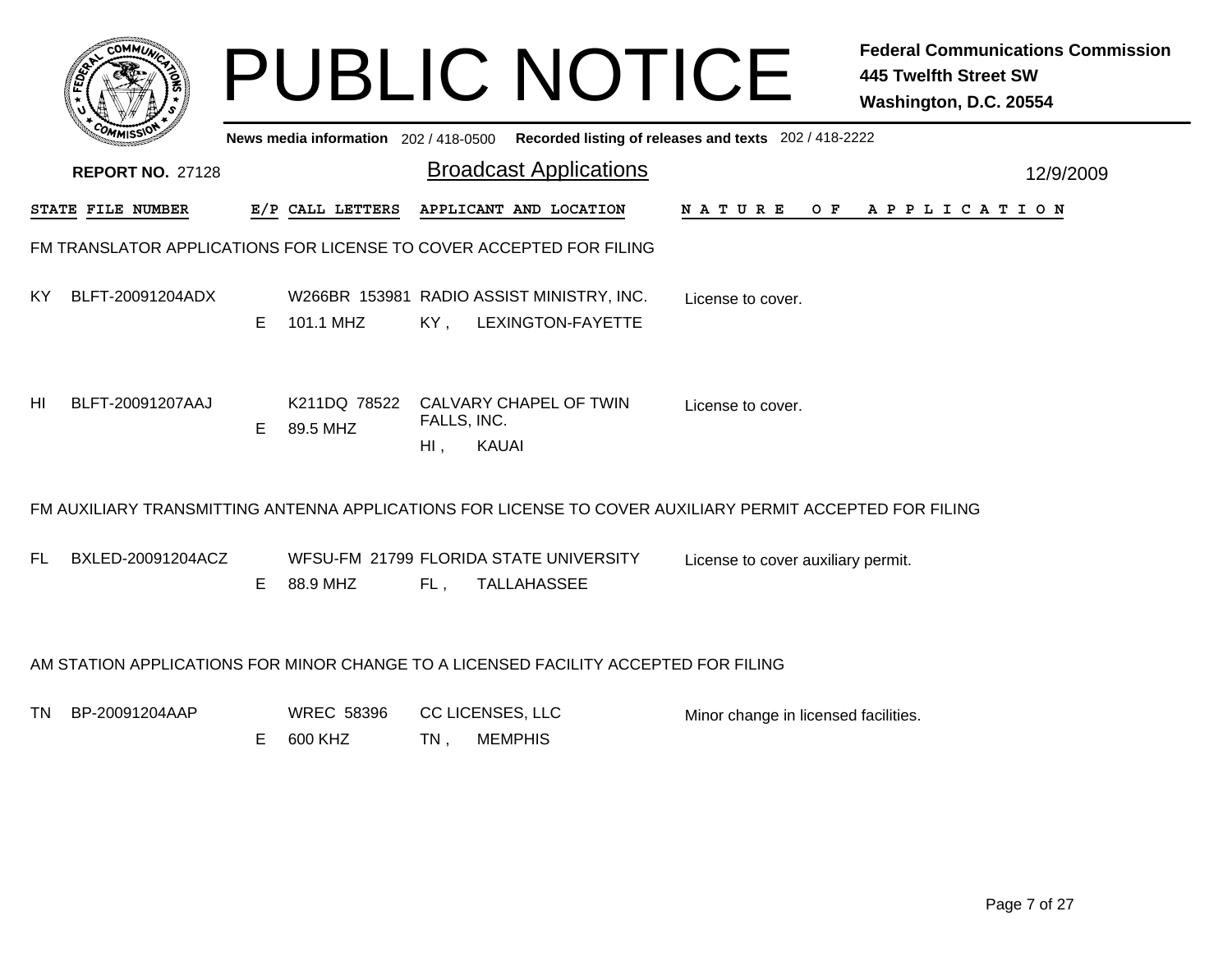# PUBLIC NOTICE

**Federal Communications Commission**
**445 Twelfth Street SW**
**Washington, D.C. 20554**

News media information 202 / 418-0500 Recorded listing of releases and texts 202 / 418-2222

**REPORT NO.** 27128

## Broadcast Applications

12/9/2009

| STATE | FILE NUMBER | E/P | CALL LETTERS | APPLICANT AND LOCATION | NATURE OF APPLICATION |
|---|---|---|---|---|---|

### FM TRANSLATOR APPLICATIONS FOR LICENSE TO COVER ACCEPTED FOR FILING

| STATE | FILE NUMBER | E/P | CALL LETTERS | APPLICANT AND LOCATION | NATURE OF APPLICATION |
|---|---|---|---|---|---|
| KY | BLFT-20091204ADX | E | W266BR 153981<br>101.1 MHZ | RADIO ASSIST MINISTRY, INC.<br>KY , LEXINGTON-FAYETTE | License to cover. |
| HI | BLFT-20091207AAJ | E | K211DQ 78522<br>89.5 MHZ | CALVARY CHAPEL OF TWIN FALLS, INC.<br>HI , KAUAI | License to cover. |

### FM AUXILIARY TRANSMITTING ANTENNA APPLICATIONS FOR LICENSE TO COVER AUXILIARY PERMIT ACCEPTED FOR FILING

| STATE | FILE NUMBER | E/P | CALL LETTERS | APPLICANT AND LOCATION | NATURE OF APPLICATION |
|---|---|---|---|---|---|
| FL | BXLED-20091204ACZ | E | WFSU-FM 21799<br>88.9 MHZ | FLORIDA STATE UNIVERSITY<br>FL , TALLAHASSEE | License to cover auxiliary permit. |

### AM STATION APPLICATIONS FOR MINOR CHANGE TO A LICENSED FACILITY ACCEPTED FOR FILING

| STATE | FILE NUMBER | E/P | CALL LETTERS | APPLICANT AND LOCATION | NATURE OF APPLICATION |
|---|---|---|---|---|---|
| TN | BP-20091204AAP | E | WREC 58396<br>600 KHZ | CC LICENSES, LLC<br>TN , MEMPHIS | Minor change in licensed facilities. |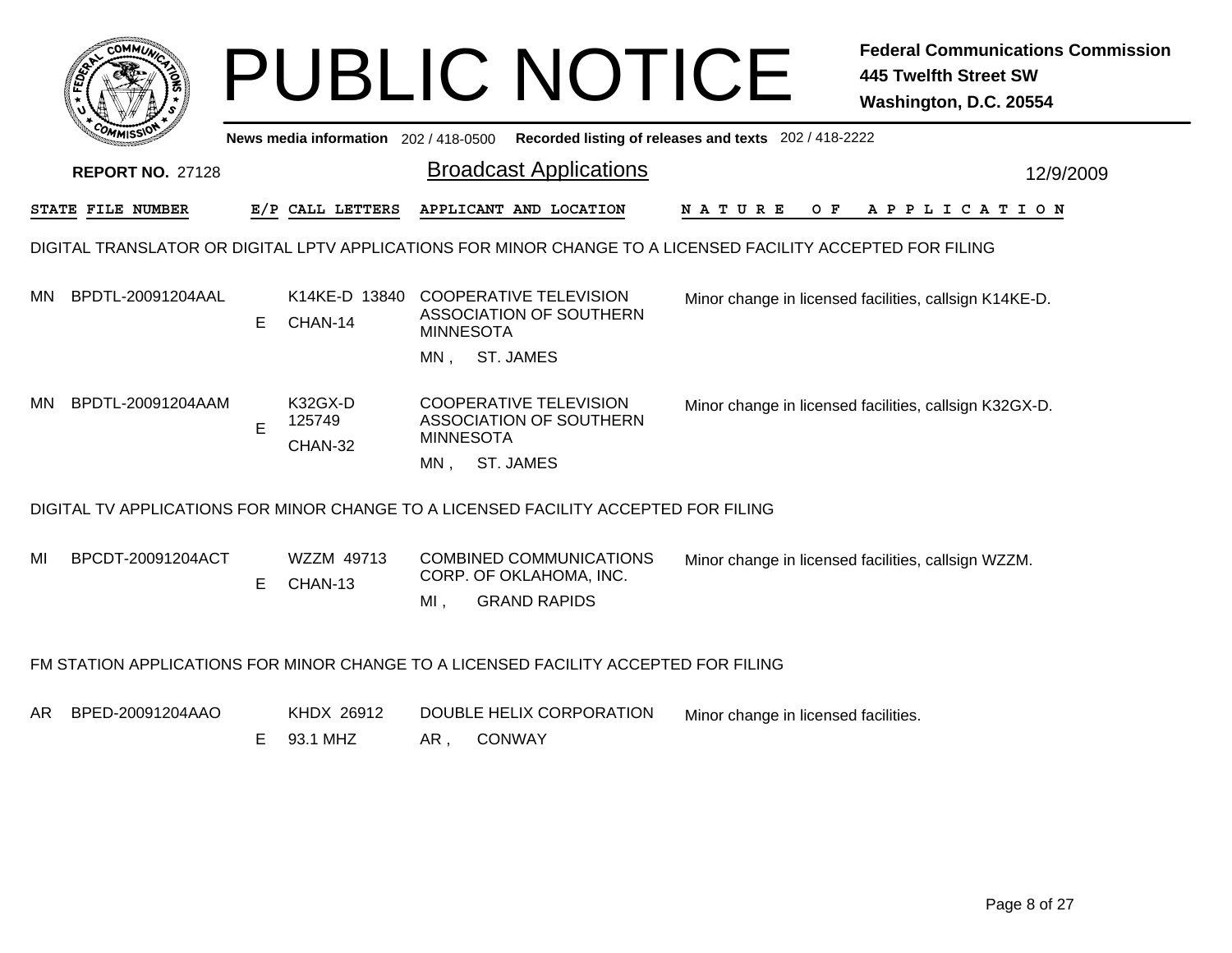# PUBLIC NOTICE

**Federal Communications Commission**
**445 Twelfth Street SW**
**Washington, D.C. 20554**

News media information 202 / 418-0500 Recorded listing of releases and texts 202 / 418-2222

**REPORT NO.** 27128

## Broadcast Applications

12/9/2009

| STATE | FILE NUMBER | E/P | CALL LETTERS | APPLICANT AND LOCATION | NATURE OF APPLICATION |
|---|---|---|---|---|---|

### DIGITAL TRANSLATOR OR DIGITAL LPTV APPLICATIONS FOR MINOR CHANGE TO A LICENSED FACILITY ACCEPTED FOR FILING

| STATE | FILE NUMBER | E/P | CALL LETTERS | APPLICANT AND LOCATION | NATURE OF APPLICATION |
|---|---|---|---|---|---|
| MN | BPDTL-20091204AAL | E | K14KE-D 13840 CHAN-14 | COOPERATIVE TELEVISION ASSOCIATION OF SOUTHERN MINNESOTA MN , ST. JAMES | Minor change in licensed facilities, callsign K14KE-D. |
| MN | BPDTL-20091204AAM | E | K32GX-D 125749 CHAN-32 | COOPERATIVE TELEVISION ASSOCIATION OF SOUTHERN MINNESOTA MN , ST. JAMES | Minor change in licensed facilities, callsign K32GX-D. |

### DIGITAL TV APPLICATIONS FOR MINOR CHANGE TO A LICENSED FACILITY ACCEPTED FOR FILING

| STATE | FILE NUMBER | E/P | CALL LETTERS | APPLICANT AND LOCATION | NATURE OF APPLICATION |
|---|---|---|---|---|---|
| MI | BPCDT-20091204ACT | E | WZZM 49713 CHAN-13 | COMBINED COMMUNICATIONS CORP. OF OKLAHOMA, INC. MI , GRAND RAPIDS | Minor change in licensed facilities, callsign WZZM. |

### FM STATION APPLICATIONS FOR MINOR CHANGE TO A LICENSED FACILITY ACCEPTED FOR FILING

| STATE | FILE NUMBER | E/P | CALL LETTERS | APPLICANT AND LOCATION | NATURE OF APPLICATION |
|---|---|---|---|---|---|
| AR | BPED-20091204AAO | E | KHDX 26912 93.1 MHZ | DOUBLE HELIX CORPORATION AR , CONWAY | Minor change in licensed facilities. |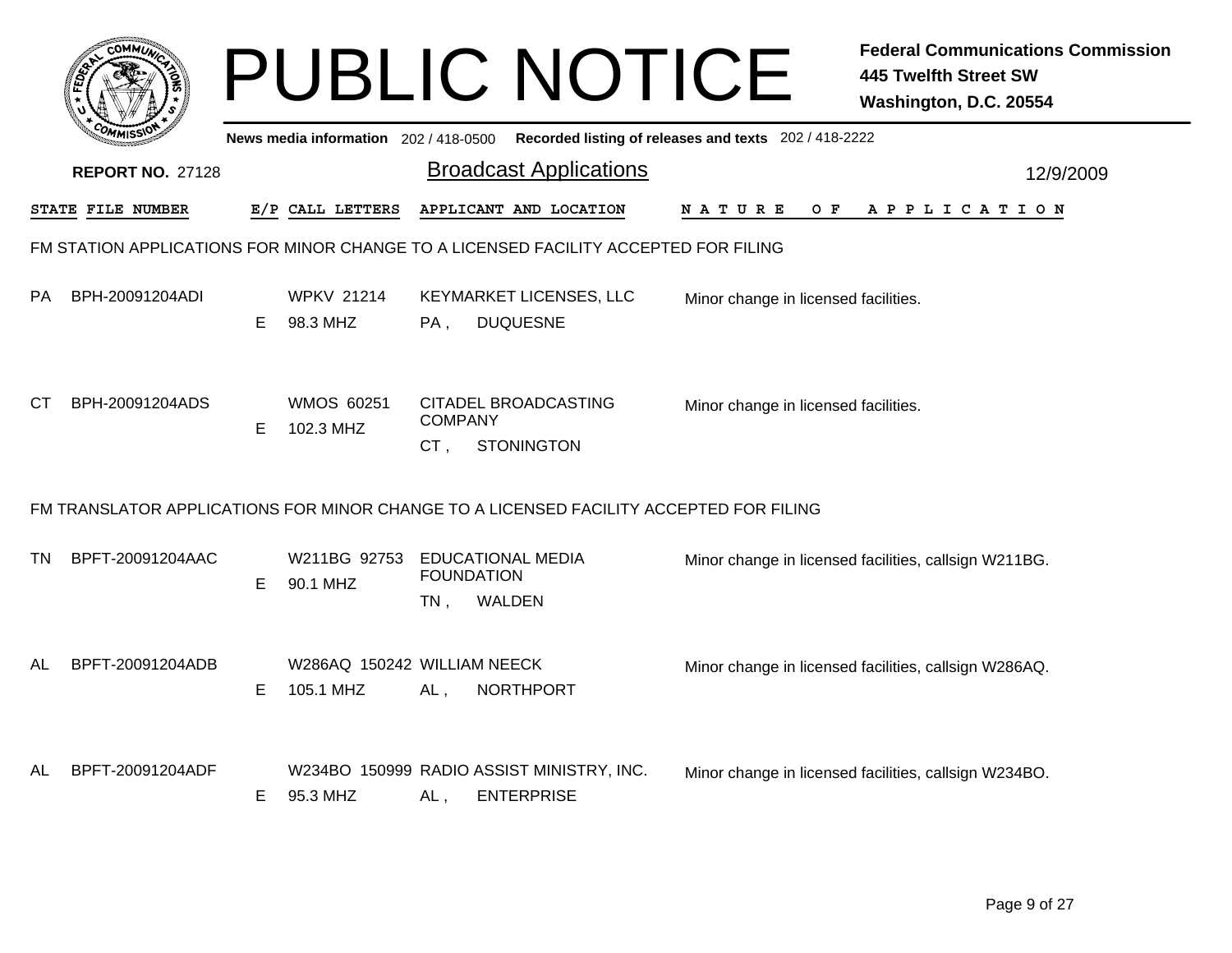# PUBLIC NOTICE

**Federal Communications Commission**
**445 Twelfth Street SW**
**Washington, D.C. 20554**

News media information 202 / 418-0500 Recorded listing of releases and texts 202 / 418-2222

**REPORT NO.** 27128

## Broadcast Applications

12/9/2009

### FM STATION APPLICATIONS FOR MINOR CHANGE TO A LICENSED FACILITY ACCEPTED FOR FILING

| STATE | FILE NUMBER | E/P | CALL LETTERS | APPLICANT AND LOCATION | NATURE OF APPLICATION |
|---|---|---|---|---|---|
| PA | BPH-20091204ADI | E | WPKV 21214<br>98.3 MHZ | KEYMARKET LICENSES, LLC<br>PA , DUQUESNE | Minor change in licensed facilities. |
| CT | BPH-20091204ADS | E | WMOS 60251<br>102.3 MHZ | CITADEL BROADCASTING COMPANY<br>CT , STONINGTON | Minor change in licensed facilities. |

### FM TRANSLATOR APPLICATIONS FOR MINOR CHANGE TO A LICENSED FACILITY ACCEPTED FOR FILING

| STATE | FILE NUMBER | E/P | CALL LETTERS | APPLICANT AND LOCATION | NATURE OF APPLICATION |
|---|---|---|---|---|---|
| TN | BPFT-20091204AAC | E | W211BG 92753<br>90.1 MHZ | EDUCATIONAL MEDIA FOUNDATION<br>TN , WALDEN | Minor change in licensed facilities, callsign W211BG. |
| AL | BPFT-20091204ADB | E | W286AQ 150242<br>105.1 MHZ | WILLIAM NEECK<br>AL , NORTHPORT | Minor change in licensed facilities, callsign W286AQ. |
| AL | BPFT-20091204ADF | E | W234BO 150999<br>95.3 MHZ | RADIO ASSIST MINISTRY, INC.<br>AL , ENTERPRISE | Minor change in licensed facilities, callsign W234BO. |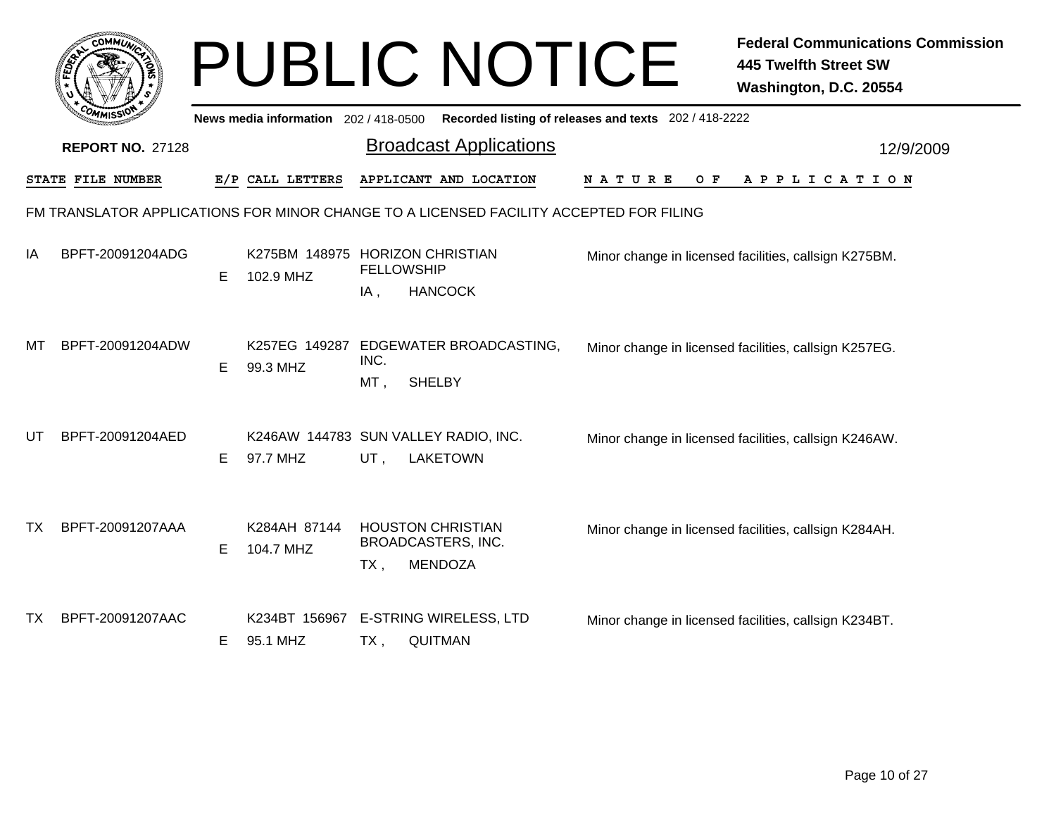# PUBLIC NOTICE

**Federal Communications Commission**
**445 Twelfth Street SW**
**Washington, D.C. 20554**

News media information 202 / 418-0500 Recorded listing of releases and texts 202 / 418-2222

**REPORT NO.** 27128

## Broadcast Applications

12/9/2009

| STATE | FILE NUMBER | E/P | CALL LETTERS | APPLICANT AND LOCATION | NATURE OF APPLICATION |
|---|---|---|---|---|---|

FM TRANSLATOR APPLICATIONS FOR MINOR CHANGE TO A LICENSED FACILITY ACCEPTED FOR FILING

| STATE | FILE NUMBER | E/P | CALL LETTERS | APPLICANT AND LOCATION | NATURE OF APPLICATION |
|---|---|---|---|---|---|
| IA | BPFT-20091204ADG | E | K275BM 148975<br>102.9 MHZ | HORIZON CHRISTIAN FELLOWSHIP<br>IA , HANCOCK | Minor change in licensed facilities, callsign K275BM. |
| MT | BPFT-20091204ADW | E | K257EG 149287<br>99.3 MHZ | EDGEWATER BROADCASTING, INC.<br>MT , SHELBY | Minor change in licensed facilities, callsign K257EG. |
| UT | BPFT-20091204AED | E | K246AW 144783<br>97.7 MHZ | SUN VALLEY RADIO, INC.<br>UT , LAKETOWN | Minor change in licensed facilities, callsign K246AW. |
| TX | BPFT-20091207AAA | E | K284AH 87144<br>104.7 MHZ | HOUSTON CHRISTIAN BROADCASTERS, INC.<br>TX , MENDOZA | Minor change in licensed facilities, callsign K284AH. |
| TX | BPFT-20091207AAC | E | K234BT 156967<br>95.1 MHZ | E-STRING WIRELESS, LTD<br>TX , QUITMAN | Minor change in licensed facilities, callsign K234BT. |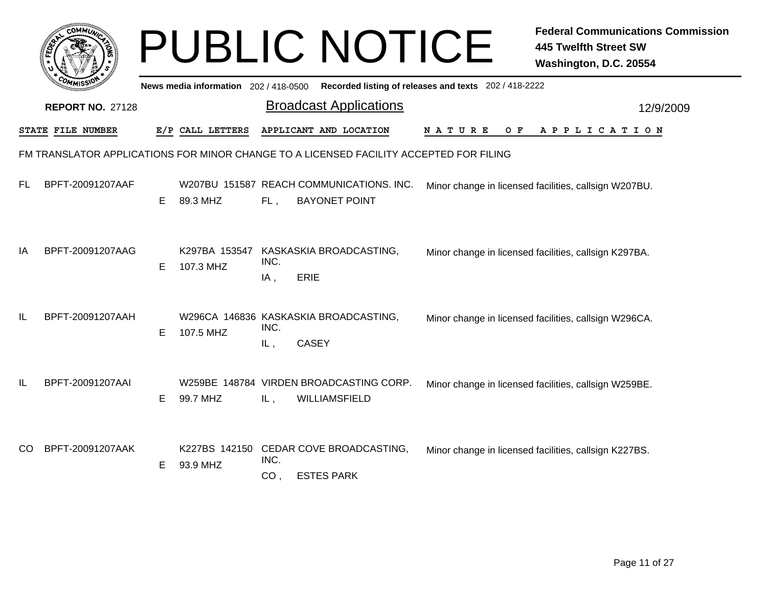# PUBLIC NOTICE

**Federal Communications Commission**
**445 Twelfth Street SW**
**Washington, D.C. 20554**

News media information 202 / 418-0500 Recorded listing of releases and texts 202 / 418-2222

**REPORT NO.** 27128

## Broadcast Applications

12/9/2009

FM TRANSLATOR APPLICATIONS FOR MINOR CHANGE TO A LICENSED FACILITY ACCEPTED FOR FILING

| STATE | FILE NUMBER | E/P | CALL LETTERS | APPLICANT AND LOCATION | NATURE OF APPLICATION |
|---|---|---|---|---|---|
| FL | BPFT-20091207AAF | E | W207BU 151587<br>89.3 MHZ | REACH COMMUNICATIONS. INC.<br>FL , BAYONET POINT | Minor change in licensed facilities, callsign W207BU. |
| IA | BPFT-20091207AAG | E | K297BA 153547<br>107.3 MHZ | KASKASKIA BROADCASTING, INC.<br>IA , ERIE | Minor change in licensed facilities, callsign K297BA. |
| IL | BPFT-20091207AAH | E | W296CA 146836<br>107.5 MHZ | KASKASKIA BROADCASTING, INC.<br>IL , CASEY | Minor change in licensed facilities, callsign W296CA. |
| IL | BPFT-20091207AAI | E | W259BE 148784<br>99.7 MHZ | VIRDEN BROADCASTING CORP.<br>IL , WILLIAMSFIELD | Minor change in licensed facilities, callsign W259BE. |
| CO | BPFT-20091207AAK | E | K227BS 142150<br>93.9 MHZ | CEDAR COVE BROADCASTING, INC.<br>CO , ESTES PARK | Minor change in licensed facilities, callsign K227BS. |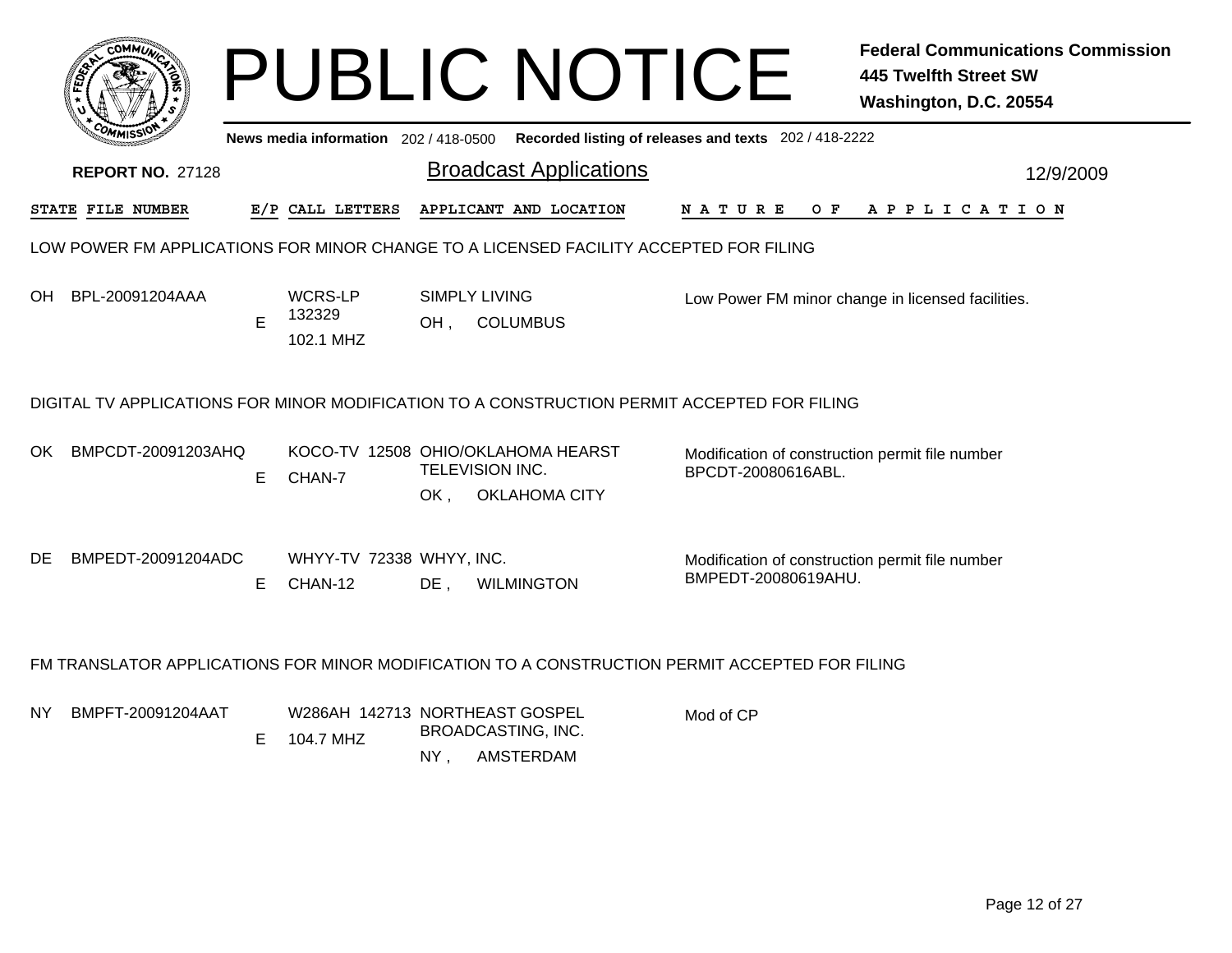# PUBLIC NOTICE

**Federal Communications Commission**
**445 Twelfth Street SW**
**Washington, D.C. 20554**

News media information 202 / 418-0500 Recorded listing of releases and texts 202 / 418-2222

**REPORT NO.** 27128

## Broadcast Applications

12/9/2009

| STATE | FILE NUMBER | E/P | CALL LETTERS | APPLICANT AND LOCATION | NATURE OF APPLICATION |
|---|---|---|---|---|---|

### LOW POWER FM APPLICATIONS FOR MINOR CHANGE TO A LICENSED FACILITY ACCEPTED FOR FILING

| STATE | FILE NUMBER | E/P | CALL LETTERS | APPLICANT AND LOCATION | NATURE OF APPLICATION |
|---|---|---|---|---|---|
| OH | BPL-20091204AAA | E | WCRS-LP 132329 102.1 MHZ | SIMPLY LIVING OH , COLUMBUS | Low Power FM minor change in licensed facilities. |

### DIGITAL TV APPLICATIONS FOR MINOR MODIFICATION TO A CONSTRUCTION PERMIT ACCEPTED FOR FILING

| STATE | FILE NUMBER | E/P | CALL LETTERS | APPLICANT AND LOCATION | NATURE OF APPLICATION |
|---|---|---|---|---|---|
| OK | BMPCDT-20091203AHQ | E | KOCO-TV 12508 CHAN-7 | OHIO/OKLAHOMA HEARST TELEVISION INC. OK , OKLAHOMA CITY | Modification of construction permit file number BPCDT-20080616ABL. |
| DE | BMPEDT-20091204ADC | E | WHYY-TV 72338 CHAN-12 | WHYY, INC. DE , WILMINGTON | Modification of construction permit file number BMPEDT-20080619AHU. |

### FM TRANSLATOR APPLICATIONS FOR MINOR MODIFICATION TO A CONSTRUCTION PERMIT ACCEPTED FOR FILING

| STATE | FILE NUMBER | E/P | CALL LETTERS | APPLICANT AND LOCATION | NATURE OF APPLICATION |
|---|---|---|---|---|---|
| NY | BMPFT-20091204AAT | E | W286AH 142713 104.7 MHZ | NORTHEAST GOSPEL BROADCASTING, INC. NY , AMSTERDAM | Mod of CP |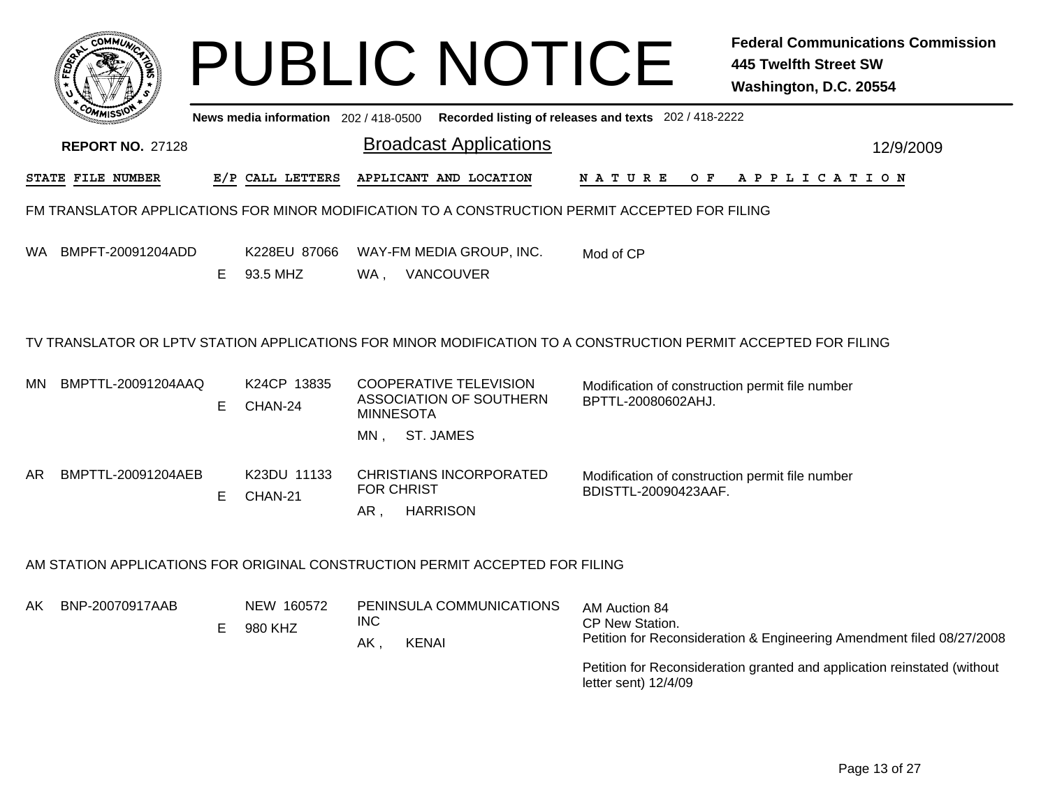# PUBLIC NOTICE

**Federal Communications Commission**
**445 Twelfth Street SW**
**Washington, D.C. 20554**

News media information 202 / 418-0500 Recorded listing of releases and texts 202 / 418-2222

**REPORT NO.** 27128

## Broadcast Applications

12/9/2009

| STATE | FILE NUMBER | E/P | CALL LETTERS | APPLICANT AND LOCATION | NATURE OF APPLICATION |
|---|---|---|---|---|---|

### FM TRANSLATOR APPLICATIONS FOR MINOR MODIFICATION TO A CONSTRUCTION PERMIT ACCEPTED FOR FILING

| STATE | FILE NUMBER | E/P | CALL LETTERS | APPLICANT AND LOCATION | NATURE OF APPLICATION |
|---|---|---|---|---|---|
| WA | BMPFT-20091204ADD | E | K228EU 87066<br>93.5 MHZ | WAY-FM MEDIA GROUP, INC.<br>WA , VANCOUVER | Mod of CP |

### TV TRANSLATOR OR LPTV STATION APPLICATIONS FOR MINOR MODIFICATION TO A CONSTRUCTION PERMIT ACCEPTED FOR FILING

| STATE | FILE NUMBER | E/P | CALL LETTERS | APPLICANT AND LOCATION | NATURE OF APPLICATION |
|---|---|---|---|---|---|
| MN | BMPTTL-20091204AAQ | E | K24CP 13835<br>CHAN-24 | COOPERATIVE TELEVISION ASSOCIATION OF SOUTHERN MINNESOTA<br>MN , ST. JAMES | Modification of construction permit file number BPTTL-20080602AHJ. |
| AR | BMPTTL-20091204AEB | E | K23DU 11133<br>CHAN-21 | CHRISTIANS INCORPORATED FOR CHRIST<br>AR , HARRISON | Modification of construction permit file number BDISTTL-20090423AAF. |

### AM STATION APPLICATIONS FOR ORIGINAL CONSTRUCTION PERMIT ACCEPTED FOR FILING

| STATE | FILE NUMBER | E/P | CALL LETTERS | APPLICANT AND LOCATION | NATURE OF APPLICATION |
|---|---|---|---|---|---|
| AK | BNP-20070917AAB | E | NEW 160572<br>980 KHZ | PENINSULA COMMUNICATIONS INC<br>AK , KENAI | AM Auction 84<br>CP New Station.<br>Petition for Reconsideration & Engineering Amendment filed 08/27/2008<br><br>Petition for Reconsideration granted and application reinstated (without letter sent) 12/4/09 |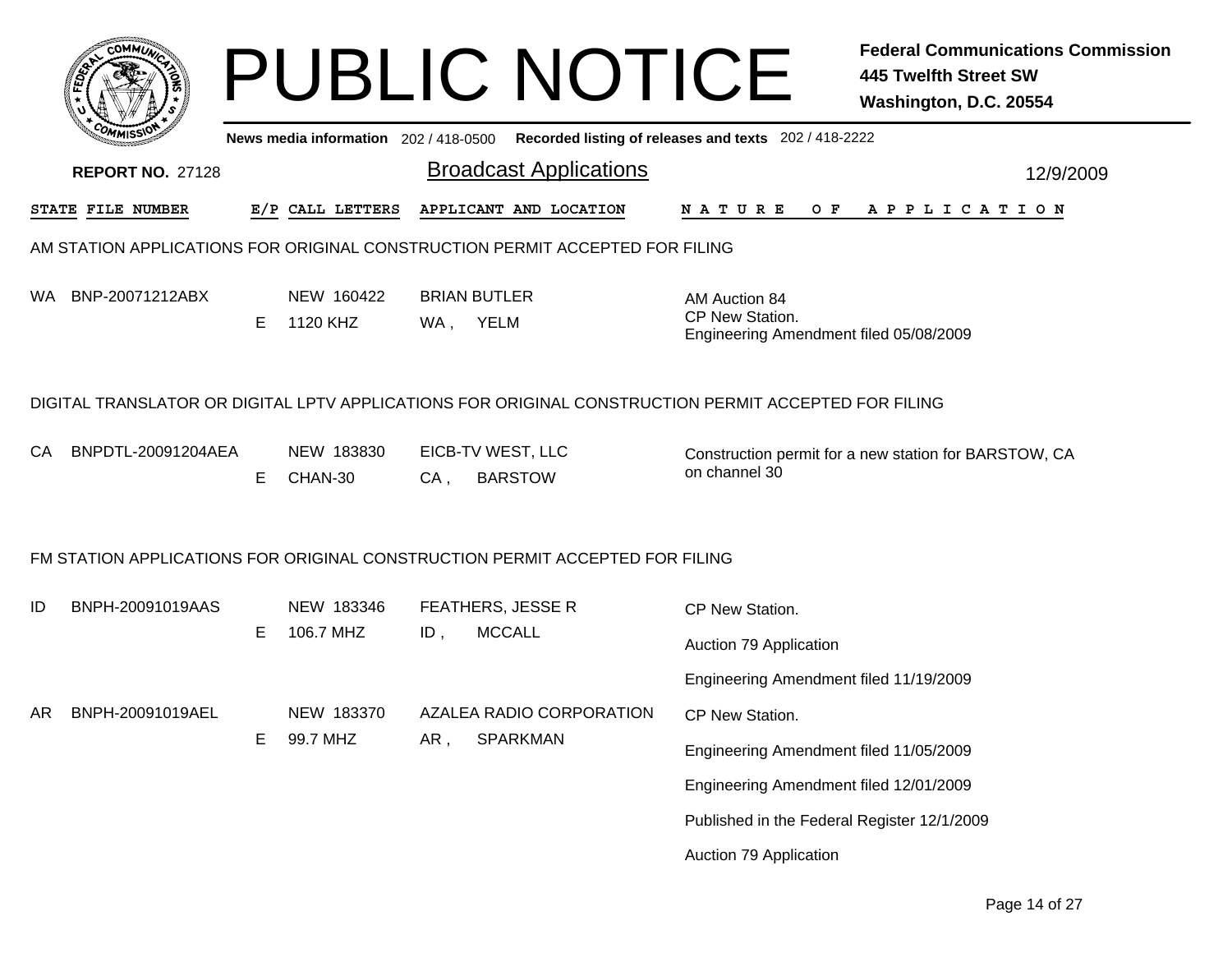# PUBLIC NOTICE

**Federal Communications Commission**
**445 Twelfth Street SW**
**Washington, D.C. 20554**

News media information 202 / 418-0500 Recorded listing of releases and texts 202 / 418-2222

**REPORT NO.** 27128

## Broadcast Applications

12/9/2009

| STATE | FILE NUMBER | E/P | CALL LETTERS | APPLICANT AND LOCATION | NATURE OF APPLICATION |
|---|---|---|---|---|---|

### AM STATION APPLICATIONS FOR ORIGINAL CONSTRUCTION PERMIT ACCEPTED FOR FILING

| STATE | FILE NUMBER | E/P | CALL LETTERS | APPLICANT AND LOCATION | NATURE OF APPLICATION |
|---|---|---|---|---|---|
| WA | BNP-20071212ABX | E | NEW 160422<br>1120 KHZ | BRIAN BUTLER<br>WA , YELM | AM Auction 84<br>CP New Station.<br>Engineering Amendment filed 05/08/2009 |

### DIGITAL TRANSLATOR OR DIGITAL LPTV APPLICATIONS FOR ORIGINAL CONSTRUCTION PERMIT ACCEPTED FOR FILING

| STATE | FILE NUMBER | E/P | CALL LETTERS | APPLICANT AND LOCATION | NATURE OF APPLICATION |
|---|---|---|---|---|---|
| CA | BNPDTL-20091204AEA | E | NEW 183830<br>CHAN-30 | EICB-TV WEST, LLC<br>CA , BARSTOW | Construction permit for a new station for BARSTOW, CA on channel 30 |

### FM STATION APPLICATIONS FOR ORIGINAL CONSTRUCTION PERMIT ACCEPTED FOR FILING

| STATE | FILE NUMBER | E/P | CALL LETTERS | APPLICANT AND LOCATION | NATURE OF APPLICATION |
|---|---|---|---|---|---|
| ID | BNPH-20091019AAS | E | NEW 183346<br>106.7 MHZ | FEATHERS, JESSE R<br>ID , MCCALL | CP New Station.<br>Auction 79 Application<br>Engineering Amendment filed 11/19/2009 |
| AR | BNPH-20091019AEL | E | NEW 183370<br>99.7 MHZ | AZALEA RADIO CORPORATION<br>AR , SPARKMAN | CP New Station.<br>Engineering Amendment filed 11/05/2009<br>Engineering Amendment filed 12/01/2009<br>Published in the Federal Register 12/1/2009<br>Auction 79 Application |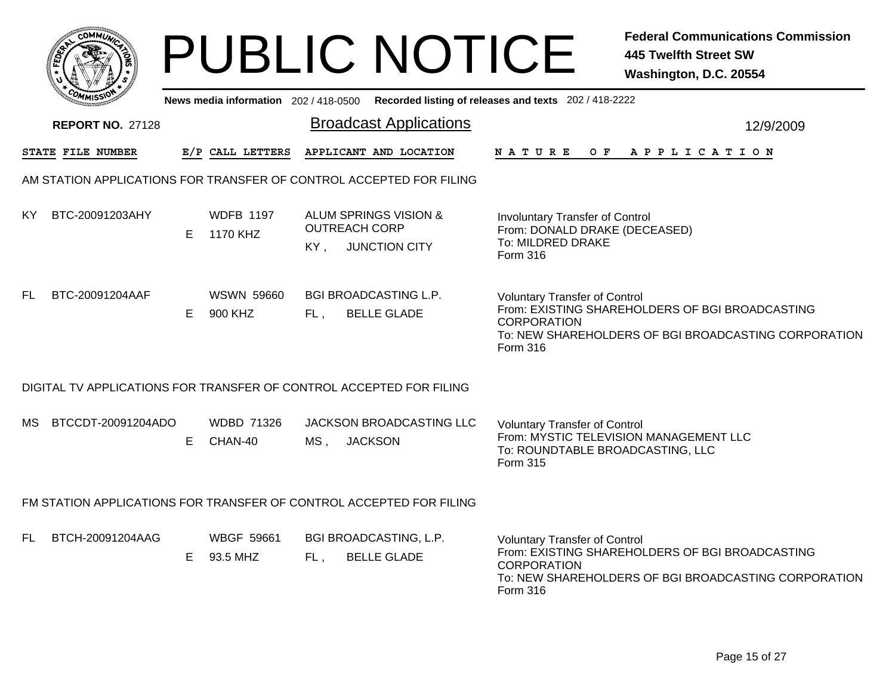# PUBLIC NOTICE

**Federal Communications Commission**
**445 Twelfth Street SW**
**Washington, D.C. 20554**

**News media information** 202 / 418-0500 **Recorded listing of releases and texts** 202 / 418-2222

**REPORT NO.** 27128

## Broadcast Applications

12/9/2009

| STATE | FILE NUMBER | E/P | CALL LETTERS | APPLICANT AND LOCATION | NATURE OF APPLICATION |
|---|---|---|---|---|---|

### AM STATION APPLICATIONS FOR TRANSFER OF CONTROL ACCEPTED FOR FILING

| STATE | FILE NUMBER | E/P | CALL LETTERS | APPLICANT AND LOCATION | NATURE OF APPLICATION |
|---|---|---|---|---|---|
| KY | BTC-20091203AHY | E | WDFB 1197<br>1170 KHZ | ALUM SPRINGS VISION & OUTREACH CORP<br>KY , JUNCTION CITY | Involuntary Transfer of Control<br>From: DONALD DRAKE (DECEASED)<br>To: MILDRED DRAKE<br>Form 316 |
| FL | BTC-20091204AAF | E | WSWN 59660<br>900 KHZ | BGI BROADCASTING L.P.<br>FL , BELLE GLADE | Voluntary Transfer of Control<br>From: EXISTING SHAREHOLDERS OF BGI BROADCASTING CORPORATION<br>To: NEW SHAREHOLDERS OF BGI BROADCASTING CORPORATION<br>Form 316 |

### DIGITAL TV APPLICATIONS FOR TRANSFER OF CONTROL ACCEPTED FOR FILING

| STATE | FILE NUMBER | E/P | CALL LETTERS | APPLICANT AND LOCATION | NATURE OF APPLICATION |
|---|---|---|---|---|---|
| MS | BTCCDT-20091204ADO | E | WDBD 71326<br>CHAN-40 | JACKSON BROADCASTING LLC<br>MS , JACKSON | Voluntary Transfer of Control<br>From: MYSTIC TELEVISION MANAGEMENT LLC<br>To: ROUNDTABLE BROADCASTING, LLC<br>Form 315 |

### FM STATION APPLICATIONS FOR TRANSFER OF CONTROL ACCEPTED FOR FILING

| STATE | FILE NUMBER | E/P | CALL LETTERS | APPLICANT AND LOCATION | NATURE OF APPLICATION |
|---|---|---|---|---|---|
| FL | BTCH-20091204AAG | E | WBGF 59661<br>93.5 MHZ | BGI BROADCASTING, L.P.<br>FL , BELLE GLADE | Voluntary Transfer of Control<br>From: EXISTING SHAREHOLDERS OF BGI BROADCASTING CORPORATION<br>To: NEW SHAREHOLDERS OF BGI BROADCASTING CORPORATION<br>Form 316 |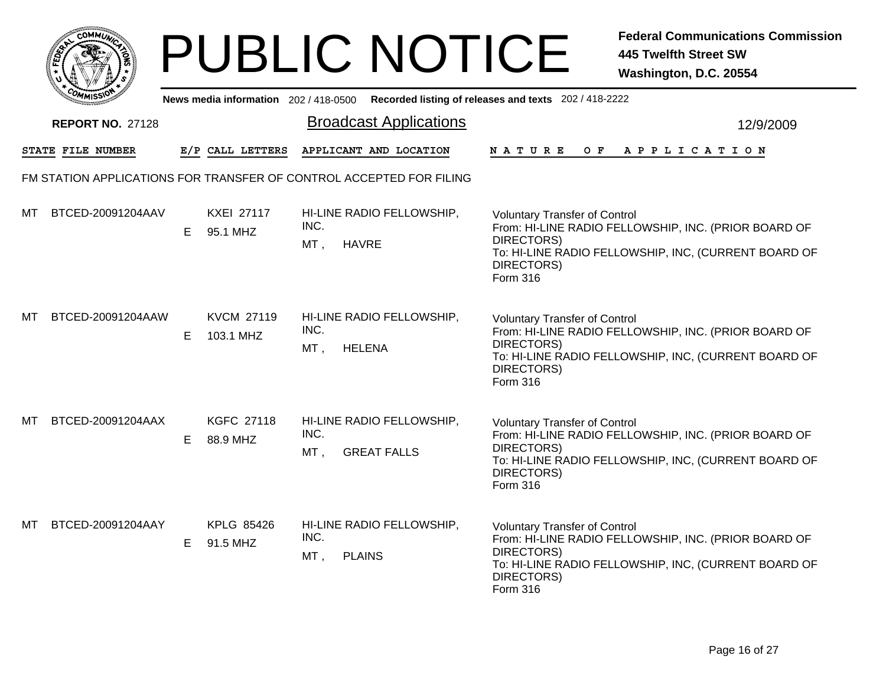# PUBLIC NOTICE

**Federal Communications Commission**
**445 Twelfth Street SW**
**Washington, D.C. 20554**

News media information 202 / 418-0500   Recorded listing of releases and texts 202 / 418-2222

**REPORT NO.** 27128

## Broadcast Applications

12/9/2009

### FM STATION APPLICATIONS FOR TRANSFER OF CONTROL ACCEPTED FOR FILING

| STATE | FILE NUMBER | E/P | CALL LETTERS | APPLICANT AND LOCATION | NATURE OF APPLICATION |
|---|---|---|---|---|---|
| MT | BTCED-20091204AAV | E | KXEI 27117<br>95.1 MHZ | HI-LINE RADIO FELLOWSHIP, INC.<br>MT , HAVRE | Voluntary Transfer of Control<br>From: HI-LINE RADIO FELLOWSHIP, INC. (PRIOR BOARD OF DIRECTORS)<br>To: HI-LINE RADIO FELLOWSHIP, INC, (CURRENT BOARD OF DIRECTORS)<br>Form 316 |
| MT | BTCED-20091204AAW | E | KVCM 27119<br>103.1 MHZ | HI-LINE RADIO FELLOWSHIP, INC.<br>MT , HELENA | Voluntary Transfer of Control<br>From: HI-LINE RADIO FELLOWSHIP, INC. (PRIOR BOARD OF DIRECTORS)<br>To: HI-LINE RADIO FELLOWSHIP, INC, (CURRENT BOARD OF DIRECTORS)<br>Form 316 |
| MT | BTCED-20091204AAX | E | KGFC 27118<br>88.9 MHZ | HI-LINE RADIO FELLOWSHIP, INC.<br>MT , GREAT FALLS | Voluntary Transfer of Control<br>From: HI-LINE RADIO FELLOWSHIP, INC. (PRIOR BOARD OF DIRECTORS)<br>To: HI-LINE RADIO FELLOWSHIP, INC, (CURRENT BOARD OF DIRECTORS)<br>Form 316 |
| MT | BTCED-20091204AAY | E | KPLG 85426<br>91.5 MHZ | HI-LINE RADIO FELLOWSHIP, INC.<br>MT , PLAINS | Voluntary Transfer of Control<br>From: HI-LINE RADIO FELLOWSHIP, INC. (PRIOR BOARD OF DIRECTORS)<br>To: HI-LINE RADIO FELLOWSHIP, INC, (CURRENT BOARD OF DIRECTORS)<br>Form 316 |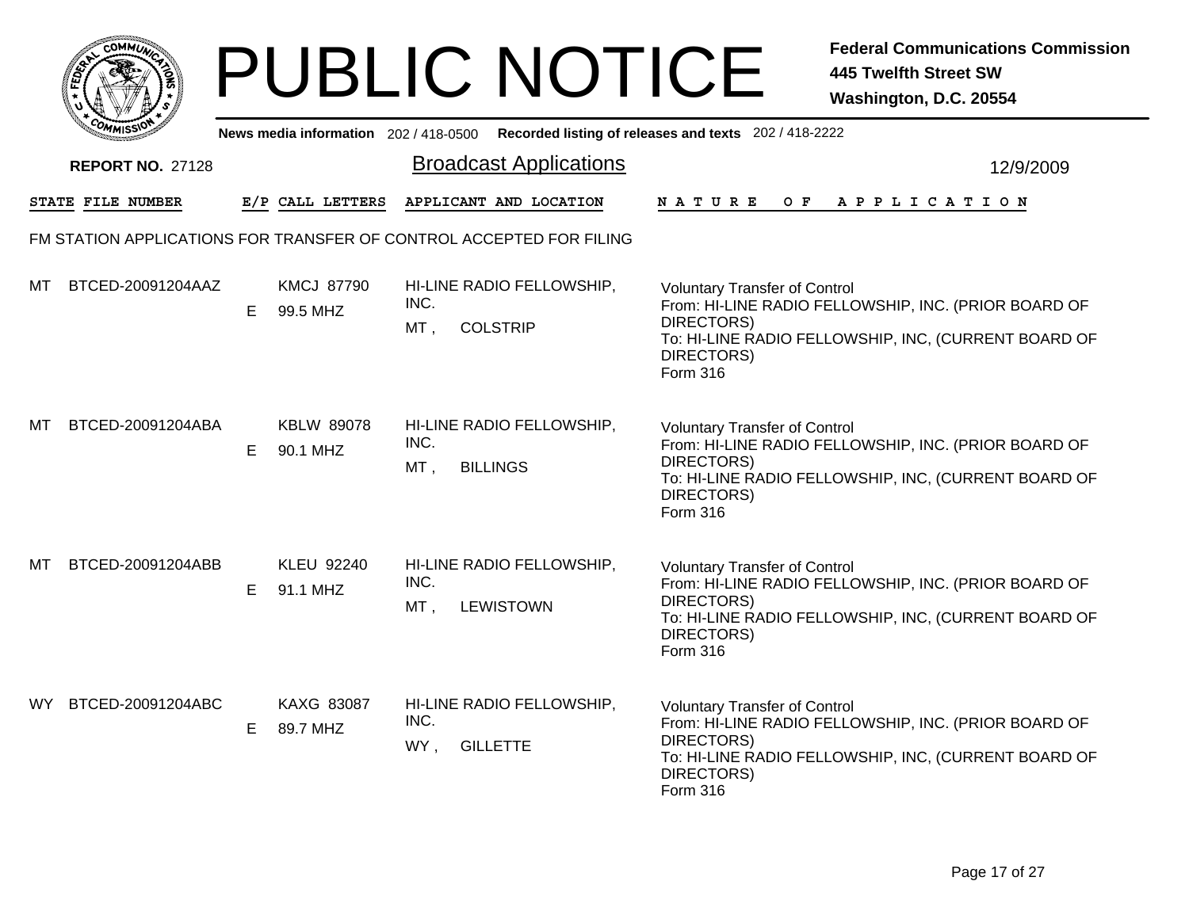# PUBLIC NOTICE

**Federal Communications Commission**
**445 Twelfth Street SW**
**Washington, D.C. 20554**

News media information 202 / 418-0500 Recorded listing of releases and texts 202 / 418-2222

**REPORT NO.** 27128

## Broadcast Applications

12/9/2009

FM STATION APPLICATIONS FOR TRANSFER OF CONTROL ACCEPTED FOR FILING

| STATE | FILE NUMBER | E/P | CALL LETTERS | APPLICANT AND LOCATION | NATURE OF APPLICATION |
|---|---|---|---|---|---|
| MT | BTCED-20091204AAZ | E | KMCJ 87790<br>99.5 MHZ | HI-LINE RADIO FELLOWSHIP, INC.<br>MT , COLSTRIP | Voluntary Transfer of Control<br>From: HI-LINE RADIO FELLOWSHIP, INC. (PRIOR BOARD OF DIRECTORS)<br>To: HI-LINE RADIO FELLOWSHIP, INC, (CURRENT BOARD OF DIRECTORS)<br>Form 316 |
| MT | BTCED-20091204ABA | E | KBLW 89078<br>90.1 MHZ | HI-LINE RADIO FELLOWSHIP, INC.<br>MT , BILLINGS | Voluntary Transfer of Control<br>From: HI-LINE RADIO FELLOWSHIP, INC. (PRIOR BOARD OF DIRECTORS)<br>To: HI-LINE RADIO FELLOWSHIP, INC, (CURRENT BOARD OF DIRECTORS)<br>Form 316 |
| MT | BTCED-20091204ABB | E | KLEU 92240<br>91.1 MHZ | HI-LINE RADIO FELLOWSHIP, INC.<br>MT , LEWISTOWN | Voluntary Transfer of Control<br>From: HI-LINE RADIO FELLOWSHIP, INC. (PRIOR BOARD OF DIRECTORS)<br>To: HI-LINE RADIO FELLOWSHIP, INC, (CURRENT BOARD OF DIRECTORS)<br>Form 316 |
| WY | BTCED-20091204ABC | E | KAXG 83087<br>89.7 MHZ | HI-LINE RADIO FELLOWSHIP, INC.<br>WY , GILLETTE | Voluntary Transfer of Control<br>From: HI-LINE RADIO FELLOWSHIP, INC. (PRIOR BOARD OF DIRECTORS)<br>To: HI-LINE RADIO FELLOWSHIP, INC, (CURRENT BOARD OF DIRECTORS)<br>Form 316 |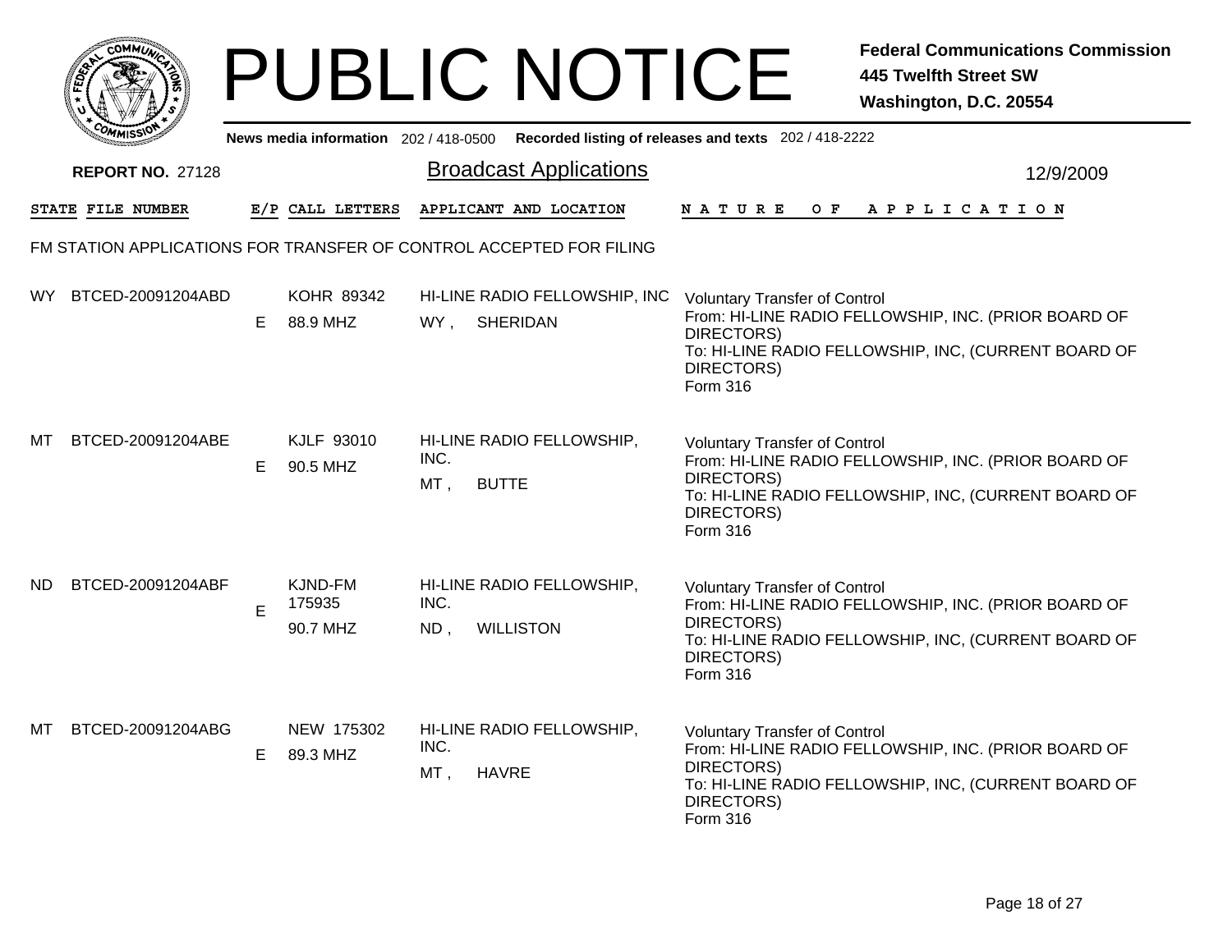# PUBLIC NOTICE

**Federal Communications Commission**
**445 Twelfth Street SW**
**Washington, D.C. 20554**

News media information 202 / 418-0500 Recorded listing of releases and texts 202 / 418-2222

**REPORT NO.** 27128

## Broadcast Applications

12/9/2009

FM STATION APPLICATIONS FOR TRANSFER OF CONTROL ACCEPTED FOR FILING

| STATE | FILE NUMBER | E/P | CALL LETTERS | APPLICANT AND LOCATION | NATURE OF APPLICATION |
|---|---|---|---|---|---|
| WY | BTCED-20091204ABD | E | KOHR 89342<br>88.9 MHZ | HI-LINE RADIO FELLOWSHIP, INC<br>WY , SHERIDAN | Voluntary Transfer of Control<br>From: HI-LINE RADIO FELLOWSHIP, INC. (PRIOR BOARD OF DIRECTORS)<br>To: HI-LINE RADIO FELLOWSHIP, INC, (CURRENT BOARD OF DIRECTORS)<br>Form 316 |
| MT | BTCED-20091204ABE | E | KJLF 93010<br>90.5 MHZ | HI-LINE RADIO FELLOWSHIP, INC.<br>MT , BUTTE | Voluntary Transfer of Control<br>From: HI-LINE RADIO FELLOWSHIP, INC. (PRIOR BOARD OF DIRECTORS)<br>To: HI-LINE RADIO FELLOWSHIP, INC, (CURRENT BOARD OF DIRECTORS)<br>Form 316 |
| ND | BTCED-20091204ABF | E | KJND-FM 175935<br>90.7 MHZ | HI-LINE RADIO FELLOWSHIP, INC.<br>ND , WILLISTON | Voluntary Transfer of Control<br>From: HI-LINE RADIO FELLOWSHIP, INC. (PRIOR BOARD OF DIRECTORS)<br>To: HI-LINE RADIO FELLOWSHIP, INC, (CURRENT BOARD OF DIRECTORS)<br>Form 316 |
| MT | BTCED-20091204ABG | E | NEW 175302<br>89.3 MHZ | HI-LINE RADIO FELLOWSHIP, INC.<br>MT , HAVRE | Voluntary Transfer of Control<br>From: HI-LINE RADIO FELLOWSHIP, INC. (PRIOR BOARD OF DIRECTORS)<br>To: HI-LINE RADIO FELLOWSHIP, INC, (CURRENT BOARD OF DIRECTORS)<br>Form 316 |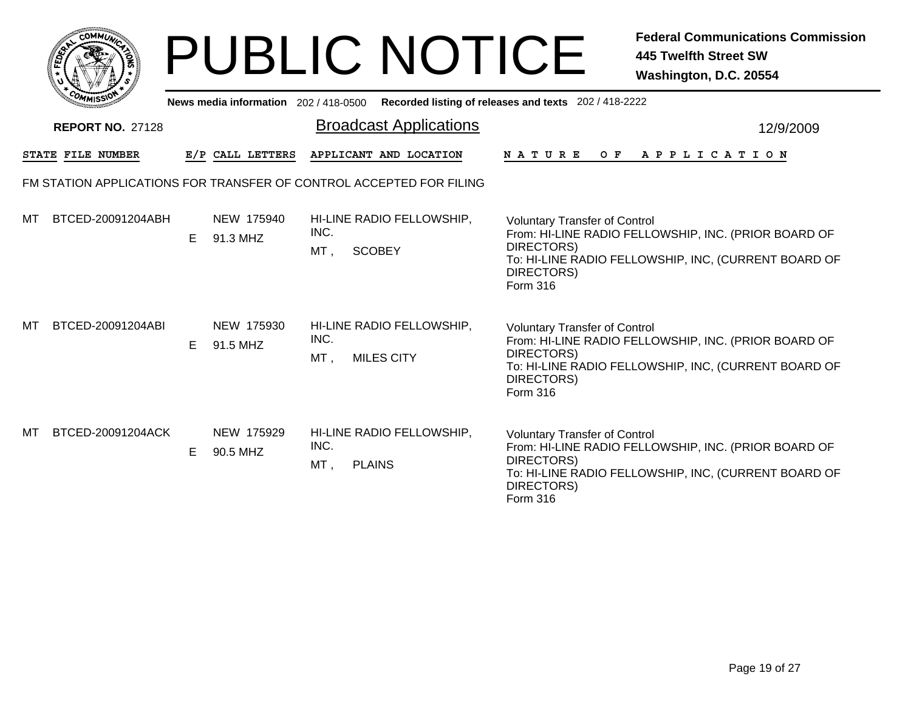# PUBLIC NOTICE

**Federal Communications Commission**
**445 Twelfth Street SW**
**Washington, D.C. 20554**

**News media information** 202 / 418-0500 **Recorded listing of releases and texts** 202 / 418-2222

**REPORT NO.** 27128

## Broadcast Applications

12/9/2009

FM STATION APPLICATIONS FOR TRANSFER OF CONTROL ACCEPTED FOR FILING

| STATE | FILE NUMBER | E/P | CALL LETTERS | APPLICANT AND LOCATION | NATURE OF APPLICATION |
|---|---|---|---|---|---|
| MT | BTCED-20091204ABH | E | NEW 175940<br>91.3 MHZ | HI-LINE RADIO FELLOWSHIP, INC.<br>MT , SCOBEY | Voluntary Transfer of Control<br>From: HI-LINE RADIO FELLOWSHIP, INC. (PRIOR BOARD OF DIRECTORS)<br>To: HI-LINE RADIO FELLOWSHIP, INC, (CURRENT BOARD OF DIRECTORS)<br>Form 316 |
| MT | BTCED-20091204ABI | E | NEW 175930<br>91.5 MHZ | HI-LINE RADIO FELLOWSHIP, INC.<br>MT , MILES CITY | Voluntary Transfer of Control<br>From: HI-LINE RADIO FELLOWSHIP, INC. (PRIOR BOARD OF DIRECTORS)<br>To: HI-LINE RADIO FELLOWSHIP, INC, (CURRENT BOARD OF DIRECTORS)<br>Form 316 |
| MT | BTCED-20091204ACK | E | NEW 175929<br>90.5 MHZ | HI-LINE RADIO FELLOWSHIP, INC.<br>MT , PLAINS | Voluntary Transfer of Control<br>From: HI-LINE RADIO FELLOWSHIP, INC. (PRIOR BOARD OF DIRECTORS)<br>To: HI-LINE RADIO FELLOWSHIP, INC, (CURRENT BOARD OF DIRECTORS)<br>Form 316 |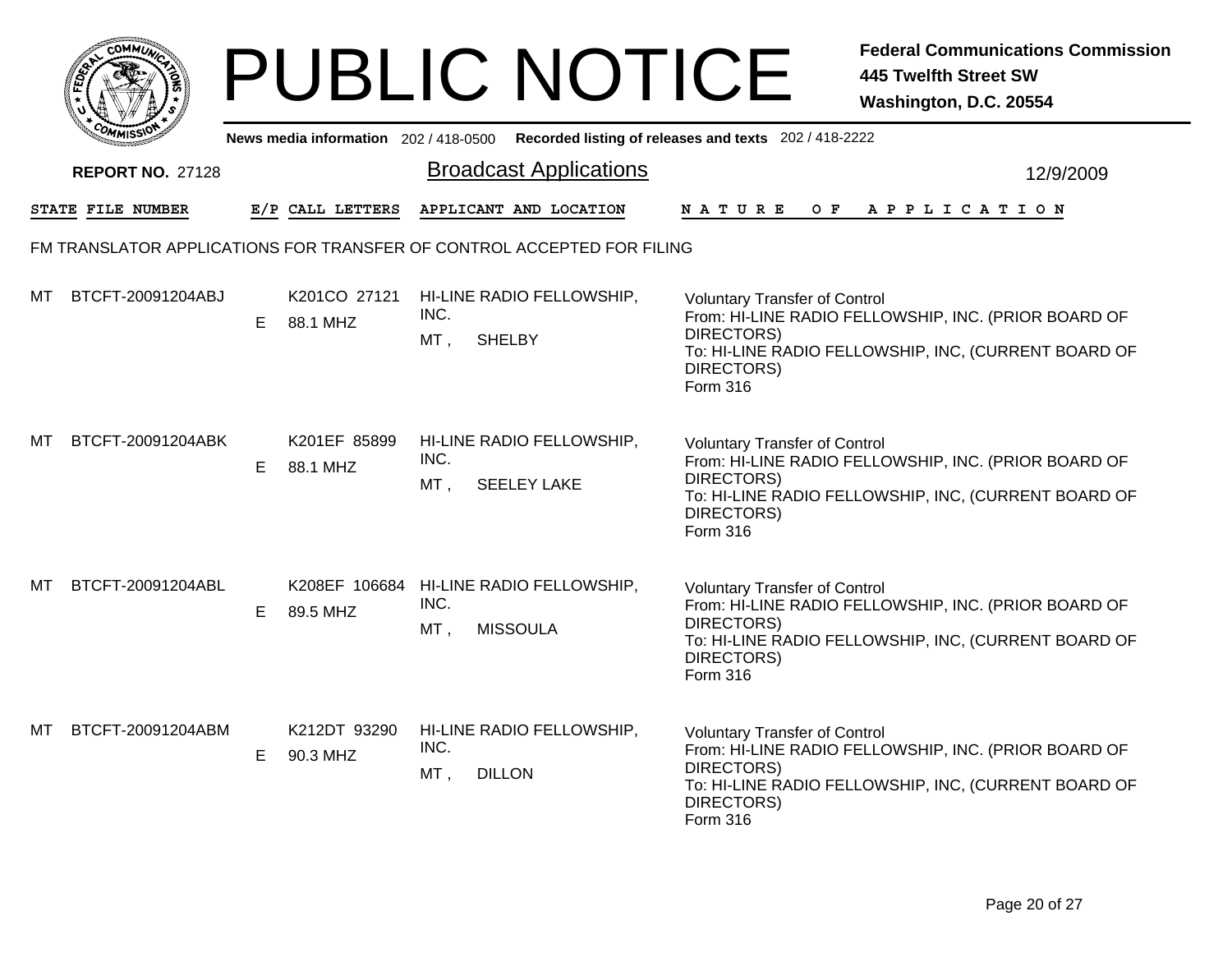# PUBLIC NOTICE

**Federal Communications Commission**
**445 Twelfth Street SW**
**Washington, D.C. 20554**

News media information 202 / 418-0500 Recorded listing of releases and texts 202 / 418-2222

**REPORT NO.** 27128

## Broadcast Applications

12/9/2009

| STATE | FILE NUMBER | E/P | CALL LETTERS | APPLICANT AND LOCATION | NATURE OF APPLICATION |
|---|---|---|---|---|---|

FM TRANSLATOR APPLICATIONS FOR TRANSFER OF CONTROL ACCEPTED FOR FILING

| STATE | FILE NUMBER | E/P | CALL LETTERS | APPLICANT AND LOCATION | NATURE OF APPLICATION |
|---|---|---|---|---|---|
| MT | BTCFT-20091204ABJ | E | K201CO 27121<br>88.1 MHZ | HI-LINE RADIO FELLOWSHIP, INC.<br>MT , SHELBY | Voluntary Transfer of Control<br>From: HI-LINE RADIO FELLOWSHIP, INC. (PRIOR BOARD OF DIRECTORS)<br>To: HI-LINE RADIO FELLOWSHIP, INC, (CURRENT BOARD OF DIRECTORS)<br>Form 316 |
| MT | BTCFT-20091204ABK | E | K201EF 85899<br>88.1 MHZ | HI-LINE RADIO FELLOWSHIP, INC.<br>MT , SEELEY LAKE | Voluntary Transfer of Control<br>From: HI-LINE RADIO FELLOWSHIP, INC. (PRIOR BOARD OF DIRECTORS)<br>To: HI-LINE RADIO FELLOWSHIP, INC, (CURRENT BOARD OF DIRECTORS)<br>Form 316 |
| MT | BTCFT-20091204ABL | E | K208EF 106684<br>89.5 MHZ | HI-LINE RADIO FELLOWSHIP, INC.<br>MT , MISSOULA | Voluntary Transfer of Control<br>From: HI-LINE RADIO FELLOWSHIP, INC. (PRIOR BOARD OF DIRECTORS)<br>To: HI-LINE RADIO FELLOWSHIP, INC, (CURRENT BOARD OF DIRECTORS)<br>Form 316 |
| MT | BTCFT-20091204ABM | E | K212DT 93290<br>90.3 MHZ | HI-LINE RADIO FELLOWSHIP, INC.<br>MT , DILLON | Voluntary Transfer of Control<br>From: HI-LINE RADIO FELLOWSHIP, INC. (PRIOR BOARD OF DIRECTORS)<br>To: HI-LINE RADIO FELLOWSHIP, INC, (CURRENT BOARD OF DIRECTORS)<br>Form 316 |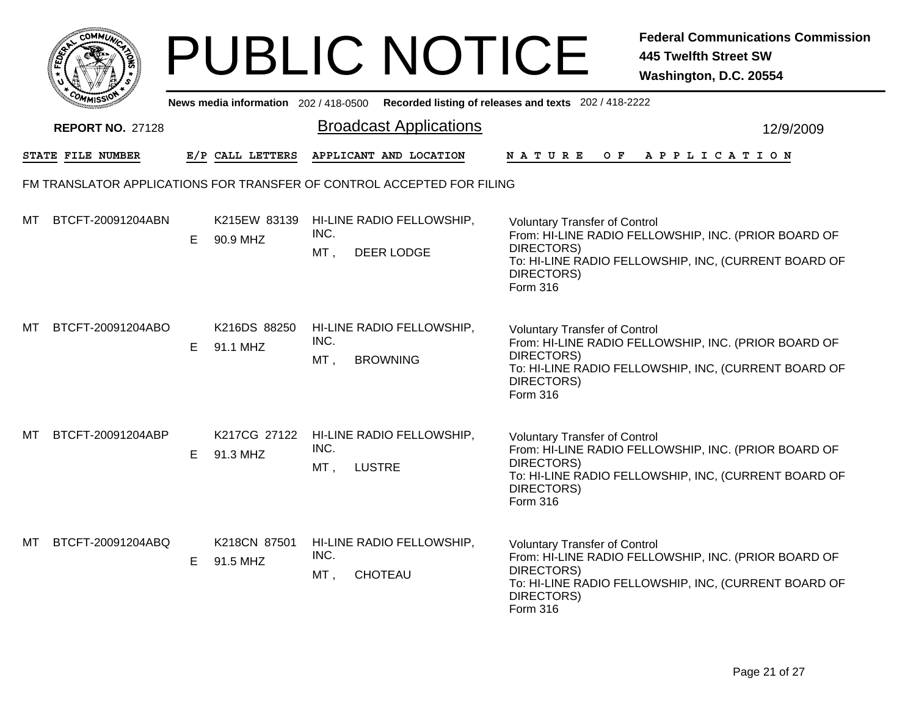# PUBLIC NOTICE

**Federal Communications Commission**
**445 Twelfth Street SW**
**Washington, D.C. 20554**

News media information 202 / 418-0500 Recorded listing of releases and texts 202 / 418-2222

**REPORT NO.** 27128

## Broadcast Applications

12/9/2009

### FM TRANSLATOR APPLICATIONS FOR TRANSFER OF CONTROL ACCEPTED FOR FILING

| STATE | FILE NUMBER | E/P | CALL LETTERS | APPLICANT AND LOCATION | NATURE OF APPLICATION |
| --- | --- | --- | --- | --- | --- |
| MT | BTCFT-20091204ABN | E | K215EW 83139<br>90.9 MHZ | HI-LINE RADIO FELLOWSHIP, INC.<br>MT , DEER LODGE | Voluntary Transfer of Control<br>From: HI-LINE RADIO FELLOWSHIP, INC. (PRIOR BOARD OF DIRECTORS)<br>To: HI-LINE RADIO FELLOWSHIP, INC, (CURRENT BOARD OF DIRECTORS)<br>Form 316 |
| MT | BTCFT-20091204ABO | E | K216DS 88250<br>91.1 MHZ | HI-LINE RADIO FELLOWSHIP, INC.<br>MT , BROWNING | Voluntary Transfer of Control<br>From: HI-LINE RADIO FELLOWSHIP, INC. (PRIOR BOARD OF DIRECTORS)<br>To: HI-LINE RADIO FELLOWSHIP, INC, (CURRENT BOARD OF DIRECTORS)<br>Form 316 |
| MT | BTCFT-20091204ABP | E | K217CG 27122<br>91.3 MHZ | HI-LINE RADIO FELLOWSHIP, INC.<br>MT , LUSTRE | Voluntary Transfer of Control<br>From: HI-LINE RADIO FELLOWSHIP, INC. (PRIOR BOARD OF DIRECTORS)<br>To: HI-LINE RADIO FELLOWSHIP, INC, (CURRENT BOARD OF DIRECTORS)<br>Form 316 |
| MT | BTCFT-20091204ABQ | E | K218CN 87501<br>91.5 MHZ | HI-LINE RADIO FELLOWSHIP, INC.<br>MT , CHOTEAU | Voluntary Transfer of Control<br>From: HI-LINE RADIO FELLOWSHIP, INC. (PRIOR BOARD OF DIRECTORS)<br>To: HI-LINE RADIO FELLOWSHIP, INC, (CURRENT BOARD OF DIRECTORS)<br>Form 316 |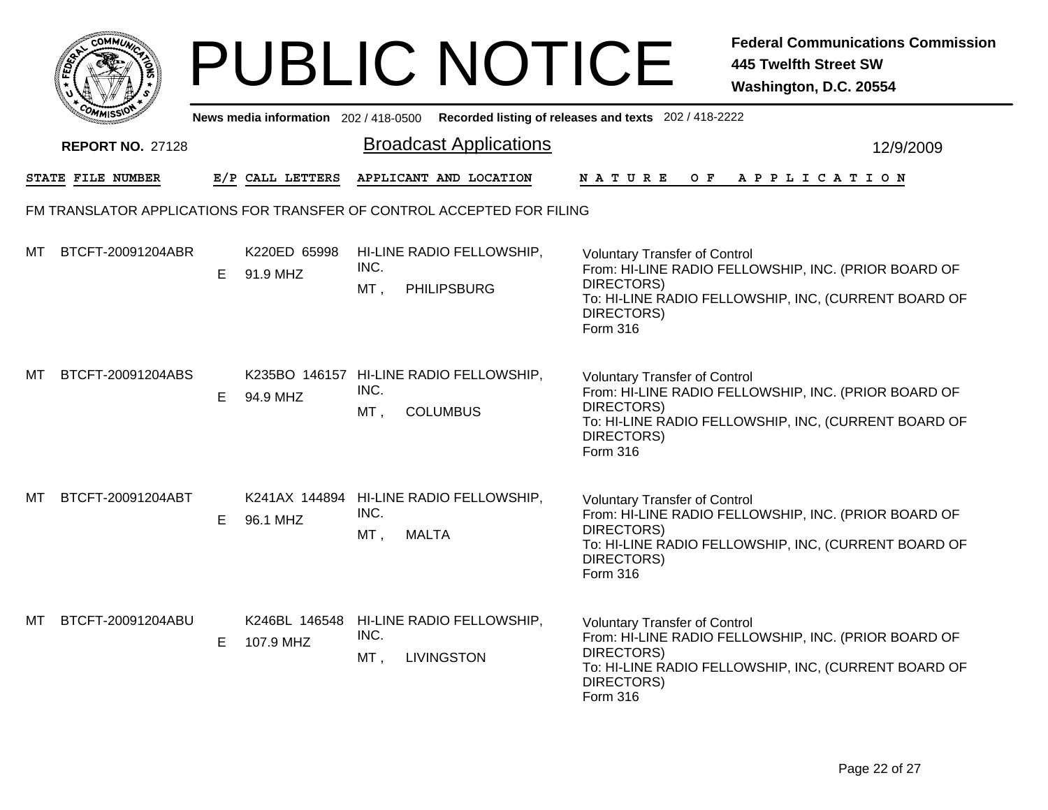# PUBLIC NOTICE

**Federal Communications Commission**
**445 Twelfth Street SW**
**Washington, D.C. 20554**

News media information 202 / 418-0500 Recorded listing of releases and texts 202 / 418-2222

**REPORT NO.** 27128

## Broadcast Applications

12/9/2009

| STATE | FILE NUMBER | E/P | CALL LETTERS | APPLICANT AND LOCATION | NATURE OF APPLICATION |
|---|---|---|---|---|---|

FM TRANSLATOR APPLICATIONS FOR TRANSFER OF CONTROL ACCEPTED FOR FILING

| STATE | FILE NUMBER | E/P | CALL LETTERS | APPLICANT AND LOCATION | NATURE OF APPLICATION |
|---|---|---|---|---|---|
| MT | BTCFT-20091204ABR | E | K220ED 65998<br>91.9 MHZ | HI-LINE RADIO FELLOWSHIP, INC.<br>MT , PHILIPSBURG | Voluntary Transfer of Control<br>From: HI-LINE RADIO FELLOWSHIP, INC. (PRIOR BOARD OF DIRECTORS)<br>To: HI-LINE RADIO FELLOWSHIP, INC, (CURRENT BOARD OF DIRECTORS)<br>Form 316 |
| MT | BTCFT-20091204ABS | E | K235BO 146157<br>94.9 MHZ | HI-LINE RADIO FELLOWSHIP, INC.<br>MT , COLUMBUS | Voluntary Transfer of Control<br>From: HI-LINE RADIO FELLOWSHIP, INC. (PRIOR BOARD OF DIRECTORS)<br>To: HI-LINE RADIO FELLOWSHIP, INC, (CURRENT BOARD OF DIRECTORS)<br>Form 316 |
| MT | BTCFT-20091204ABT | E | K241AX 144894<br>96.1 MHZ | HI-LINE RADIO FELLOWSHIP, INC.<br>MT , MALTA | Voluntary Transfer of Control<br>From: HI-LINE RADIO FELLOWSHIP, INC. (PRIOR BOARD OF DIRECTORS)<br>To: HI-LINE RADIO FELLOWSHIP, INC, (CURRENT BOARD OF DIRECTORS)<br>Form 316 |
| MT | BTCFT-20091204ABU | E | K246BL 146548<br>107.9 MHZ | HI-LINE RADIO FELLOWSHIP, INC.<br>MT , LIVINGSTON | Voluntary Transfer of Control<br>From: HI-LINE RADIO FELLOWSHIP, INC. (PRIOR BOARD OF DIRECTORS)<br>To: HI-LINE RADIO FELLOWSHIP, INC, (CURRENT BOARD OF DIRECTORS)<br>Form 316 |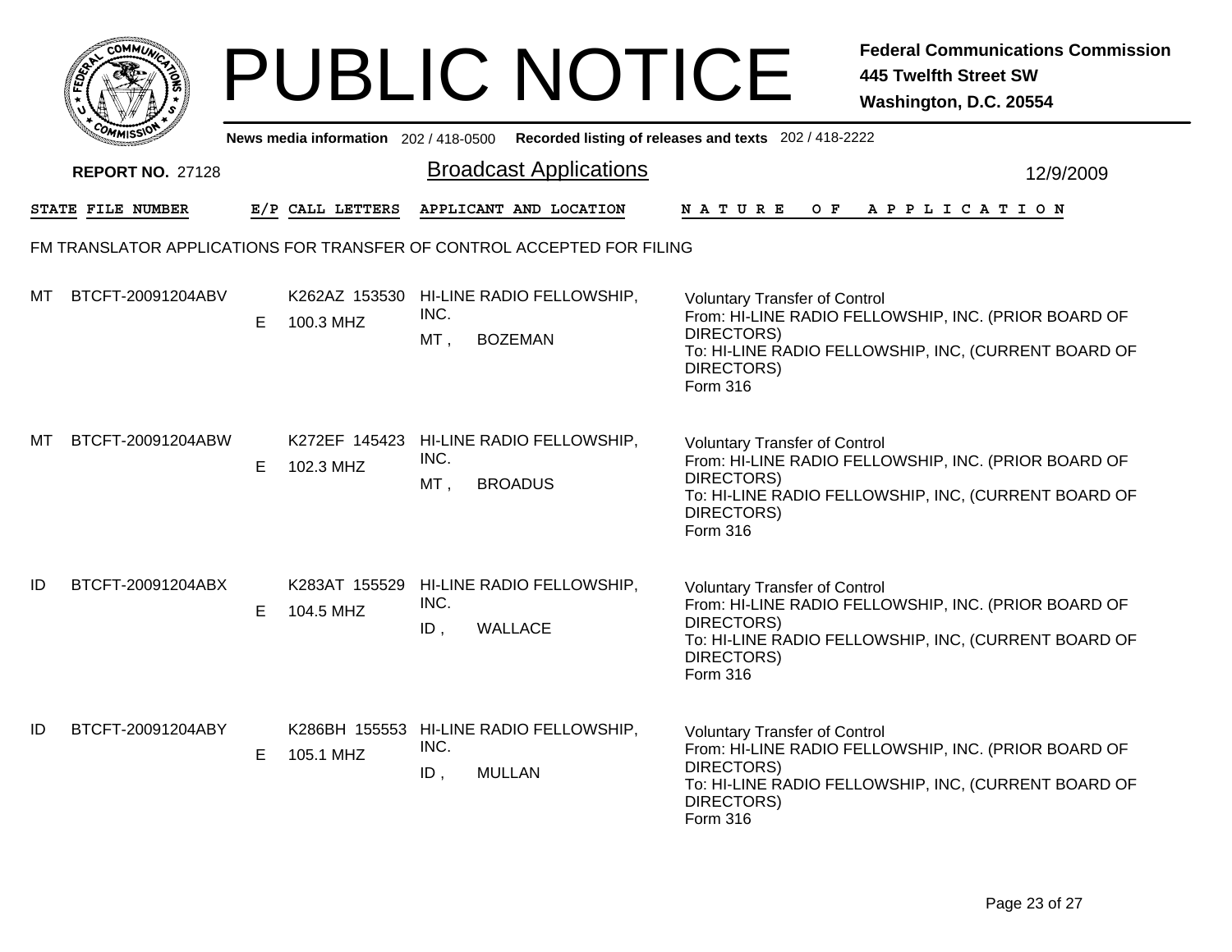# PUBLIC NOTICE

**Federal Communications Commission**
**445 Twelfth Street SW**
**Washington, D.C. 20554**

News media information 202 / 418-0500 Recorded listing of releases and texts 202 / 418-2222

**REPORT NO.** 27128

## Broadcast Applications

12/9/2009

FM TRANSLATOR APPLICATIONS FOR TRANSFER OF CONTROL ACCEPTED FOR FILING

| STATE | FILE NUMBER | E/P | CALL LETTERS | APPLICANT AND LOCATION | NATURE OF APPLICATION |
|---|---|---|---|---|---|
| MT | BTCFT-20091204ABV | E | K262AZ 153530<br>100.3 MHZ | HI-LINE RADIO FELLOWSHIP, INC.<br>MT , BOZEMAN | Voluntary Transfer of Control<br>From: HI-LINE RADIO FELLOWSHIP, INC. (PRIOR BOARD OF DIRECTORS)<br>To: HI-LINE RADIO FELLOWSHIP, INC, (CURRENT BOARD OF DIRECTORS)<br>Form 316 |
| MT | BTCFT-20091204ABW | E | K272EF 145423<br>102.3 MHZ | HI-LINE RADIO FELLOWSHIP, INC.<br>MT , BROADUS | Voluntary Transfer of Control<br>From: HI-LINE RADIO FELLOWSHIP, INC. (PRIOR BOARD OF DIRECTORS)<br>To: HI-LINE RADIO FELLOWSHIP, INC, (CURRENT BOARD OF DIRECTORS)<br>Form 316 |
| ID | BTCFT-20091204ABX | E | K283AT 155529<br>104.5 MHZ | HI-LINE RADIO FELLOWSHIP, INC.<br>ID , WALLACE | Voluntary Transfer of Control<br>From: HI-LINE RADIO FELLOWSHIP, INC. (PRIOR BOARD OF DIRECTORS)<br>To: HI-LINE RADIO FELLOWSHIP, INC, (CURRENT BOARD OF DIRECTORS)<br>Form 316 |
| ID | BTCFT-20091204ABY | E | K286BH 155553<br>105.1 MHZ | HI-LINE RADIO FELLOWSHIP, INC.<br>ID , MULLAN | Voluntary Transfer of Control<br>From: HI-LINE RADIO FELLOWSHIP, INC. (PRIOR BOARD OF DIRECTORS)<br>To: HI-LINE RADIO FELLOWSHIP, INC, (CURRENT BOARD OF DIRECTORS)<br>Form 316 |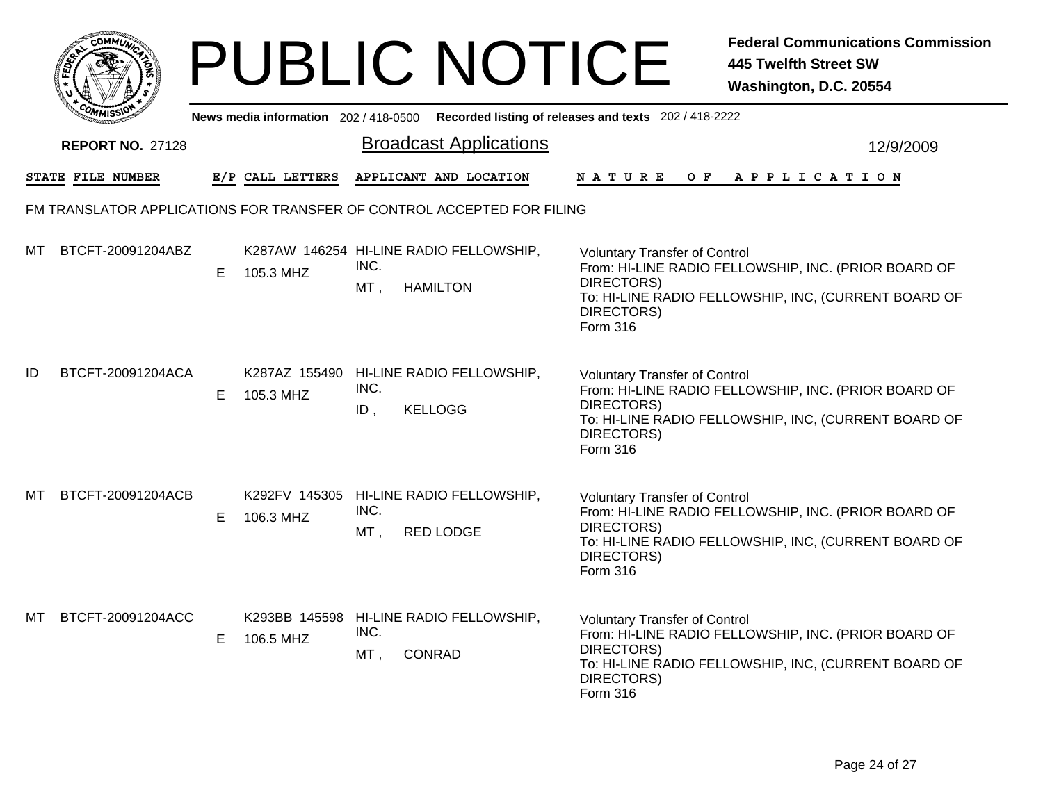# PUBLIC NOTICE

**Federal Communications Commission**
**445 Twelfth Street SW**
**Washington, D.C. 20554**

News media information 202 / 418-0500 Recorded listing of releases and texts 202 / 418-2222

**REPORT NO.** 27128

## Broadcast Applications

12/9/2009

FM TRANSLATOR APPLICATIONS FOR TRANSFER OF CONTROL ACCEPTED FOR FILING

| STATE | FILE NUMBER | E/P | CALL LETTERS | APPLICANT AND LOCATION | NATURE OF APPLICATION |
|---|---|---|---|---|---|
| MT | BTCFT-20091204ABZ | E | K287AW 146254<br>105.3 MHZ | HI-LINE RADIO FELLOWSHIP, INC.<br>MT , HAMILTON | Voluntary Transfer of Control<br>From: HI-LINE RADIO FELLOWSHIP, INC. (PRIOR BOARD OF DIRECTORS)<br>To: HI-LINE RADIO FELLOWSHIP, INC, (CURRENT BOARD OF DIRECTORS)<br>Form 316 |
| ID | BTCFT-20091204ACA | E | K287AZ 155490<br>105.3 MHZ | HI-LINE RADIO FELLOWSHIP, INC.<br>ID , KELLOGG | Voluntary Transfer of Control<br>From: HI-LINE RADIO FELLOWSHIP, INC. (PRIOR BOARD OF DIRECTORS)<br>To: HI-LINE RADIO FELLOWSHIP, INC, (CURRENT BOARD OF DIRECTORS)<br>Form 316 |
| MT | BTCFT-20091204ACB | E | K292FV 145305<br>106.3 MHZ | HI-LINE RADIO FELLOWSHIP, INC.<br>MT , RED LODGE | Voluntary Transfer of Control<br>From: HI-LINE RADIO FELLOWSHIP, INC. (PRIOR BOARD OF DIRECTORS)<br>To: HI-LINE RADIO FELLOWSHIP, INC, (CURRENT BOARD OF DIRECTORS)<br>Form 316 |
| MT | BTCFT-20091204ACC | E | K293BB 145598<br>106.5 MHZ | HI-LINE RADIO FELLOWSHIP, INC.<br>MT , CONRAD | Voluntary Transfer of Control<br>From: HI-LINE RADIO FELLOWSHIP, INC. (PRIOR BOARD OF DIRECTORS)<br>To: HI-LINE RADIO FELLOWSHIP, INC, (CURRENT BOARD OF DIRECTORS)<br>Form 316 |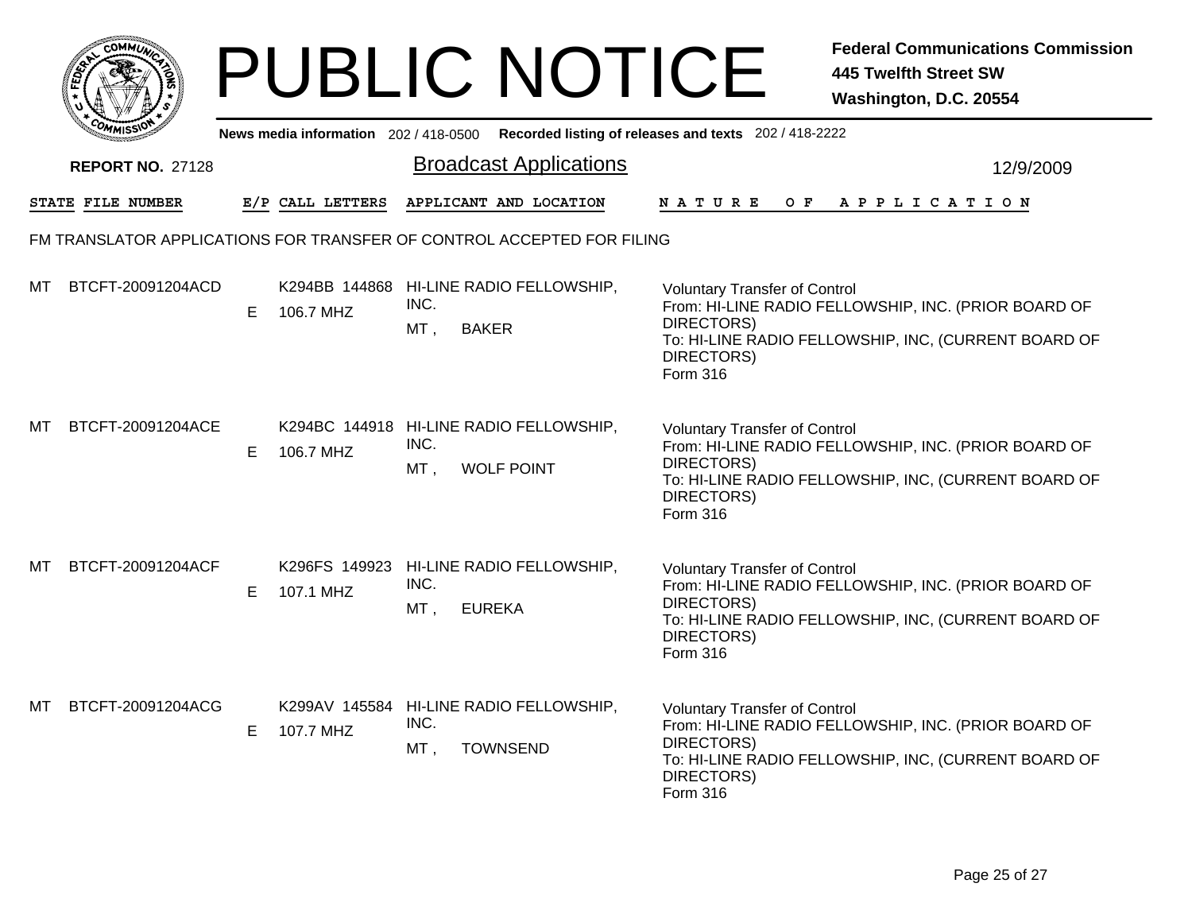# PUBLIC NOTICE

**Federal Communications Commission**
**445 Twelfth Street SW**
**Washington, D.C. 20554**

News media information 202 / 418-0500 Recorded listing of releases and texts 202 / 418-2222

**REPORT NO.** 27128

## Broadcast Applications

12/9/2009

| STATE | FILE NUMBER | E/P | CALL LETTERS | APPLICANT AND LOCATION | NATURE OF APPLICATION |
|---|---|---|---|---|---|

FM TRANSLATOR APPLICATIONS FOR TRANSFER OF CONTROL ACCEPTED FOR FILING

| STATE | FILE NUMBER | E/P | CALL LETTERS | APPLICANT AND LOCATION | NATURE OF APPLICATION |
|---|---|---|---|---|---|
| MT | BTCFT-20091204ACD | E | K294BB 144868<br>106.7 MHZ | HI-LINE RADIO FELLOWSHIP, INC.<br>MT , BAKER | Voluntary Transfer of Control<br>From: HI-LINE RADIO FELLOWSHIP, INC. (PRIOR BOARD OF DIRECTORS)<br>To: HI-LINE RADIO FELLOWSHIP, INC, (CURRENT BOARD OF DIRECTORS)<br>Form 316 |
| MT | BTCFT-20091204ACE | E | K294BC 144918<br>106.7 MHZ | HI-LINE RADIO FELLOWSHIP, INC.<br>MT , WOLF POINT | Voluntary Transfer of Control<br>From: HI-LINE RADIO FELLOWSHIP, INC. (PRIOR BOARD OF DIRECTORS)<br>To: HI-LINE RADIO FELLOWSHIP, INC, (CURRENT BOARD OF DIRECTORS)<br>Form 316 |
| MT | BTCFT-20091204ACF | E | K296FS 149923<br>107.1 MHZ | HI-LINE RADIO FELLOWSHIP, INC.<br>MT , EUREKA | Voluntary Transfer of Control<br>From: HI-LINE RADIO FELLOWSHIP, INC. (PRIOR BOARD OF DIRECTORS)<br>To: HI-LINE RADIO FELLOWSHIP, INC, (CURRENT BOARD OF DIRECTORS)<br>Form 316 |
| MT | BTCFT-20091204ACG | E | K299AV 145584<br>107.7 MHZ | HI-LINE RADIO FELLOWSHIP, INC.<br>MT , TOWNSEND | Voluntary Transfer of Control<br>From: HI-LINE RADIO FELLOWSHIP, INC. (PRIOR BOARD OF DIRECTORS)<br>To: HI-LINE RADIO FELLOWSHIP, INC, (CURRENT BOARD OF DIRECTORS)<br>Form 316 |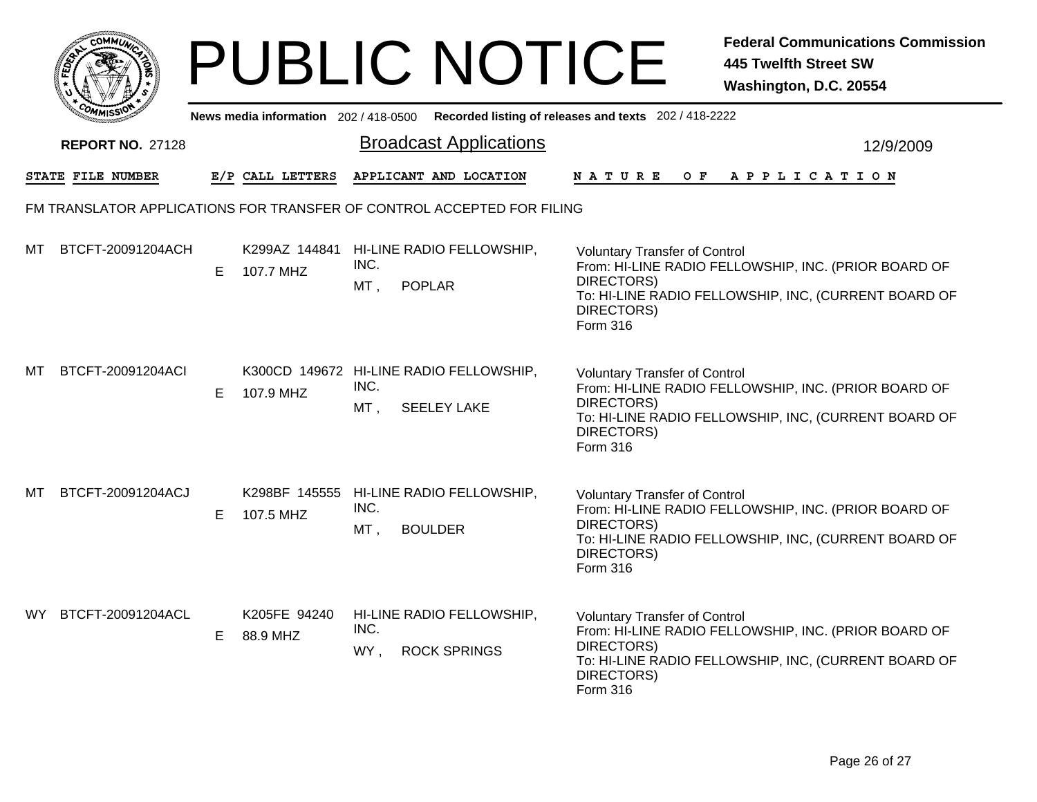# PUBLIC NOTICE

**Federal Communications Commission**
**445 Twelfth Street SW**
**Washington, D.C. 20554**

News media information 202 / 418-0500 Recorded listing of releases and texts 202 / 418-2222

**REPORT NO.** 27128

## Broadcast Applications

12/9/2009

FM TRANSLATOR APPLICATIONS FOR TRANSFER OF CONTROL ACCEPTED FOR FILING

| STATE | FILE NUMBER | E/P | CALL LETTERS | APPLICANT AND LOCATION | NATURE OF APPLICATION |
|---|---|---|---|---|---|
| MT | BTCFT-20091204ACH | E | K299AZ 144841<br>107.7 MHZ | HI-LINE RADIO FELLOWSHIP, INC.<br>MT , POPLAR | Voluntary Transfer of Control<br>From: HI-LINE RADIO FELLOWSHIP, INC. (PRIOR BOARD OF DIRECTORS)<br>To: HI-LINE RADIO FELLOWSHIP, INC, (CURRENT BOARD OF DIRECTORS)<br>Form 316 |
| MT | BTCFT-20091204ACI | E | K300CD 149672<br>107.9 MHZ | HI-LINE RADIO FELLOWSHIP, INC.<br>MT , SEELEY LAKE | Voluntary Transfer of Control<br>From: HI-LINE RADIO FELLOWSHIP, INC. (PRIOR BOARD OF DIRECTORS)<br>To: HI-LINE RADIO FELLOWSHIP, INC, (CURRENT BOARD OF DIRECTORS)<br>Form 316 |
| MT | BTCFT-20091204ACJ | E | K298BF 145555<br>107.5 MHZ | HI-LINE RADIO FELLOWSHIP, INC.<br>MT , BOULDER | Voluntary Transfer of Control<br>From: HI-LINE RADIO FELLOWSHIP, INC. (PRIOR BOARD OF DIRECTORS)<br>To: HI-LINE RADIO FELLOWSHIP, INC, (CURRENT BOARD OF DIRECTORS)<br>Form 316 |
| WY | BTCFT-20091204ACL | E | K205FE 94240<br>88.9 MHZ | HI-LINE RADIO FELLOWSHIP, INC.<br>WY , ROCK SPRINGS | Voluntary Transfer of Control<br>From: HI-LINE RADIO FELLOWSHIP, INC. (PRIOR BOARD OF DIRECTORS)<br>To: HI-LINE RADIO FELLOWSHIP, INC, (CURRENT BOARD OF DIRECTORS)<br>Form 316 |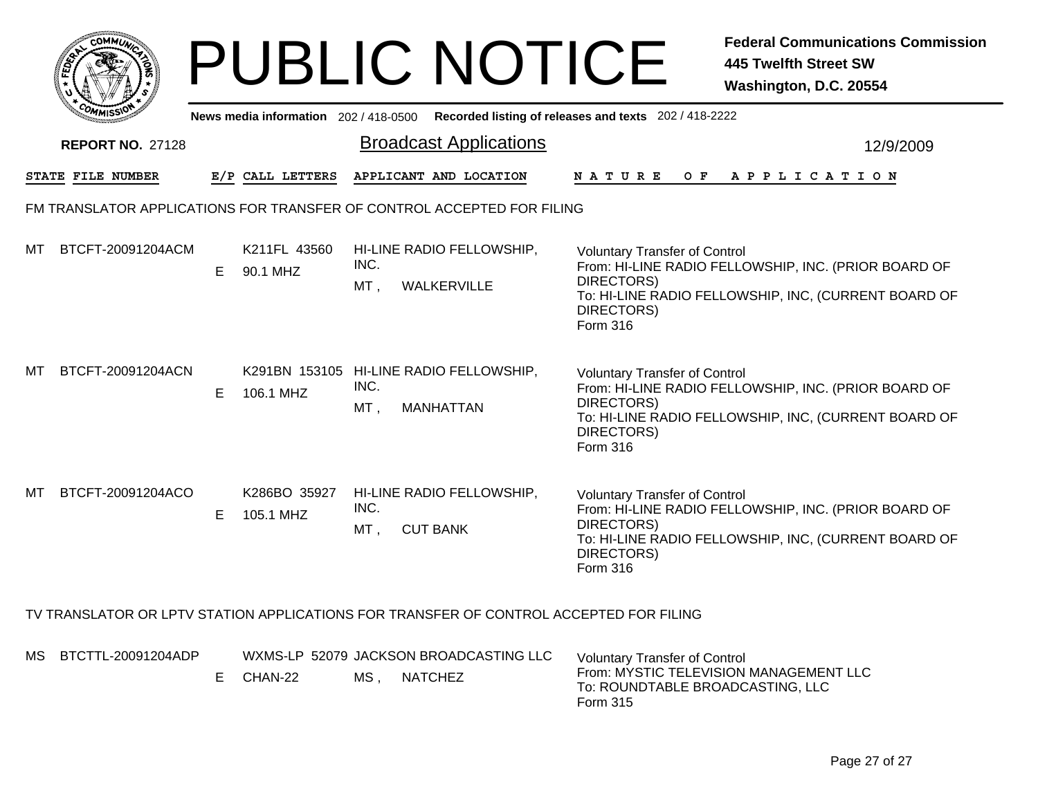# PUBLIC NOTICE

**Federal Communications Commission**
**445 Twelfth Street SW**
**Washington, D.C. 20554**

**News media information** 202 / 418-0500 **Recorded listing of releases and texts** 202 / 418-2222

**REPORT NO.** 27128

## Broadcast Applications

12/9/2009

| STATE | FILE NUMBER | E/P | CALL LETTERS | APPLICANT AND LOCATION | NATURE OF APPLICATION |
|---|---|---|---|---|---|

### FM TRANSLATOR APPLICATIONS FOR TRANSFER OF CONTROL ACCEPTED FOR FILING

| STATE | FILE NUMBER | E/P | CALL LETTERS | APPLICANT AND LOCATION | NATURE OF APPLICATION |
|---|---|---|---|---|---|
| MT | BTCFT-20091204ACM | E | K211FL 43560<br>90.1 MHZ | HI-LINE RADIO FELLOWSHIP, INC.<br>MT , WALKERVILLE | Voluntary Transfer of Control<br>From: HI-LINE RADIO FELLOWSHIP, INC. (PRIOR BOARD OF DIRECTORS)<br>To: HI-LINE RADIO FELLOWSHIP, INC, (CURRENT BOARD OF DIRECTORS)<br>Form 316 |
| MT | BTCFT-20091204ACN | E | K291BN 153105<br>106.1 MHZ | HI-LINE RADIO FELLOWSHIP, INC.<br>MT , MANHATTAN | Voluntary Transfer of Control<br>From: HI-LINE RADIO FELLOWSHIP, INC. (PRIOR BOARD OF DIRECTORS)<br>To: HI-LINE RADIO FELLOWSHIP, INC, (CURRENT BOARD OF DIRECTORS)<br>Form 316 |
| MT | BTCFT-20091204ACO | E | K286BO 35927<br>105.1 MHZ | HI-LINE RADIO FELLOWSHIP, INC.<br>MT , CUT BANK | Voluntary Transfer of Control<br>From: HI-LINE RADIO FELLOWSHIP, INC. (PRIOR BOARD OF DIRECTORS)<br>To: HI-LINE RADIO FELLOWSHIP, INC, (CURRENT BOARD OF DIRECTORS)<br>Form 316 |

### TV TRANSLATOR OR LPTV STATION APPLICATIONS FOR TRANSFER OF CONTROL ACCEPTED FOR FILING

| STATE | FILE NUMBER | E/P | CALL LETTERS | APPLICANT AND LOCATION | NATURE OF APPLICATION |
|---|---|---|---|---|---|
| MS | BTCTTL-20091204ADP | E | WXMS-LP 52079<br>CHAN-22 | JACKSON BROADCASTING LLC<br>MS , NATCHEZ | Voluntary Transfer of Control<br>From: MYSTIC TELEVISION MANAGEMENT LLC<br>To: ROUNDTABLE BROADCASTING, LLC<br>Form 315 |